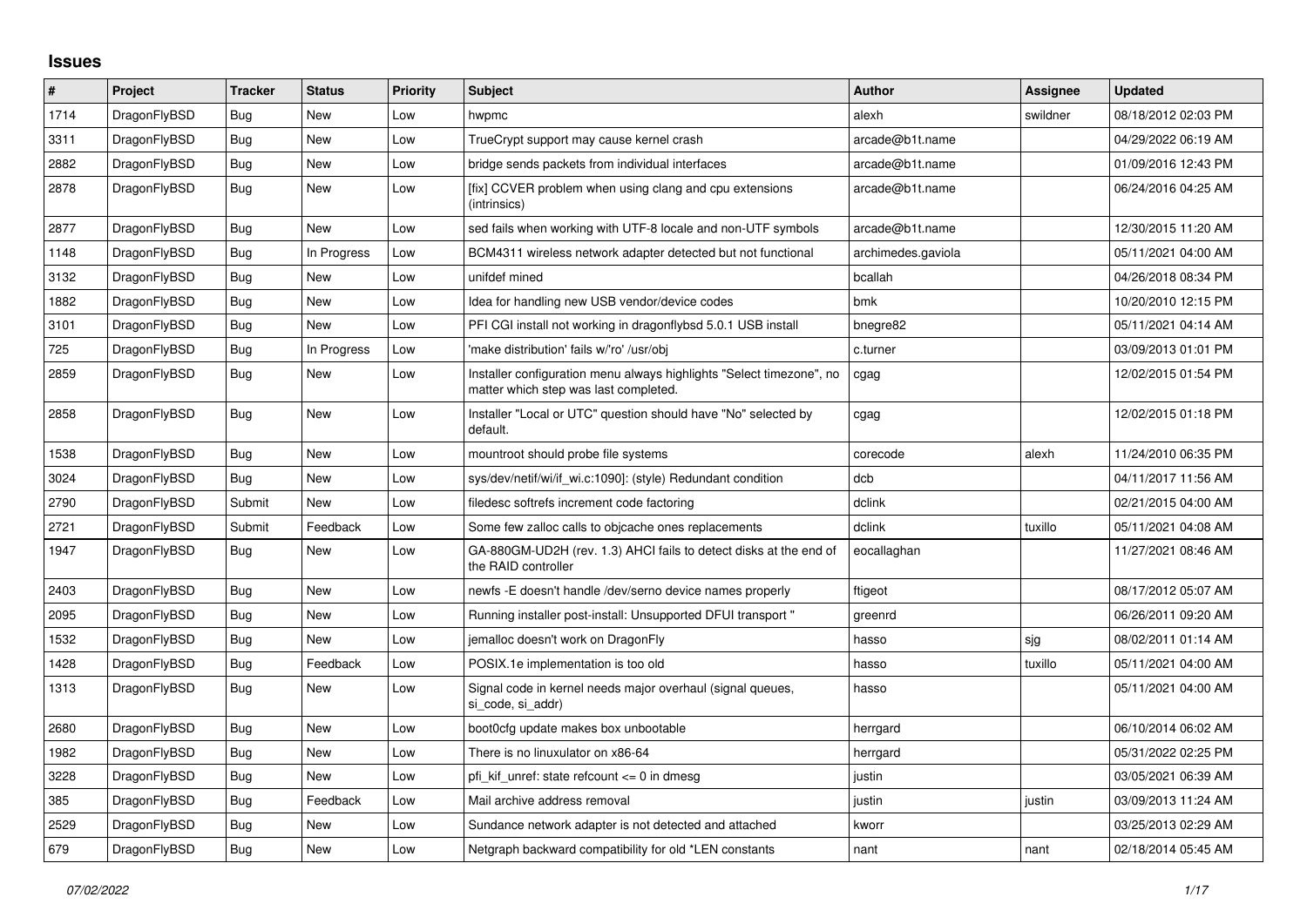# Issues

| # | Project | Tracker | Status | Priority | Subject | Author | Assignee | Updated |
|---|---|---|---|---|---|---|---|---|
| 1714 | DragonFlyBSD | Bug | New | Low | hwpmc | alexh | swildner | 08/18/2012 02:03 PM |
| 3311 | DragonFlyBSD | Bug | New | Low | TrueCrypt support may cause kernel crash | arcade@b1t.name | | 04/29/2022 06:19 AM |
| 2882 | DragonFlyBSD | Bug | New | Low | bridge sends packets from individual interfaces | arcade@b1t.name | | 01/09/2016 12:43 PM |
| 2878 | DragonFlyBSD | Bug | New | Low | [fix] CCVER problem when using clang and cpu extensions (intrinsics) | arcade@b1t.name | | 06/24/2016 04:25 AM |
| 2877 | DragonFlyBSD | Bug | New | Low | sed fails when working with UTF-8 locale and non-UTF symbols | arcade@b1t.name | | 12/30/2015 11:20 AM |
| 1148 | DragonFlyBSD | Bug | In Progress | Low | BCM4311 wireless network adapter detected but not functional | archimedes.gaviola | | 05/11/2021 04:00 AM |
| 3132 | DragonFlyBSD | Bug | New | Low | unifdef mined | bcallah | | 04/26/2018 08:34 PM |
| 1882 | DragonFlyBSD | Bug | New | Low | Idea for handling new USB vendor/device codes | bmk | | 10/20/2010 12:15 PM |
| 3101 | DragonFlyBSD | Bug | New | Low | PFI CGI install not working in dragonflybsd 5.0.1 USB install | bnegre82 | | 05/11/2021 04:14 AM |
| 725 | DragonFlyBSD | Bug | In Progress | Low | 'make distribution' fails w/'ro' /usr/obj | c.turner | | 03/09/2013 01:01 PM |
| 2859 | DragonFlyBSD | Bug | New | Low | Installer configuration menu always highlights "Select timezone", no matter which step was last completed. | cgag | | 12/02/2015 01:54 PM |
| 2858 | DragonFlyBSD | Bug | New | Low | Installer "Local or UTC" question should have "No" selected by default. | cgag | | 12/02/2015 01:18 PM |
| 1538 | DragonFlyBSD | Bug | New | Low | mountroot should probe file systems | corecode | alexh | 11/24/2010 06:35 PM |
| 3024 | DragonFlyBSD | Bug | New | Low | sys/dev/netif/wi/if_wi.c:1090]: (style) Redundant condition | dcb | | 04/11/2017 11:56 AM |
| 2790 | DragonFlyBSD | Submit | New | Low | filedesc softrefs increment code factoring | dclink | | 02/21/2015 04:00 AM |
| 2721 | DragonFlyBSD | Submit | Feedback | Low | Some few zalloc calls to objcache ones replacements | dclink | tuxillo | 05/11/2021 04:08 AM |
| 1947 | DragonFlyBSD | Bug | New | Low | GA-880GM-UD2H (rev. 1.3) AHCI fails to detect disks at the end of the RAID controller | eocallaghan | | 11/27/2021 08:46 AM |
| 2403 | DragonFlyBSD | Bug | New | Low | newfs -E doesn't handle /dev/serno device names properly | ftigeot | | 08/17/2012 05:07 AM |
| 2095 | DragonFlyBSD | Bug | New | Low | Running installer post-install: Unsupported DFUI transport " | greenrd | | 06/26/2011 09:20 AM |
| 1532 | DragonFlyBSD | Bug | New | Low | jemalloc doesn't work on DragonFly | hasso | sjg | 08/02/2011 01:14 AM |
| 1428 | DragonFlyBSD | Bug | Feedback | Low | POSIX.1e implementation is too old | hasso | tuxillo | 05/11/2021 04:00 AM |
| 1313 | DragonFlyBSD | Bug | New | Low | Signal code in kernel needs major overhaul (signal queues, si_code, si_addr) | hasso | | 05/11/2021 04:00 AM |
| 2680 | DragonFlyBSD | Bug | New | Low | boot0cfg update makes box unbootable | herrgard | | 06/10/2014 06:02 AM |
| 1982 | DragonFlyBSD | Bug | New | Low | There is no linuxulator on x86-64 | herrgard | | 05/31/2022 02:25 PM |
| 3228 | DragonFlyBSD | Bug | New | Low | pfi_kif_unref: state refcount <= 0 in dmesg | justin | | 03/05/2021 06:39 AM |
| 385 | DragonFlyBSD | Bug | Feedback | Low | Mail archive address removal | justin | justin | 03/09/2013 11:24 AM |
| 2529 | DragonFlyBSD | Bug | New | Low | Sundance network adapter is not detected and attached | kworr | | 03/25/2013 02:29 AM |
| 679 | DragonFlyBSD | Bug | New | Low | Netgraph backward compatibility for old *LEN constants | nant | nant | 02/18/2014 05:45 AM |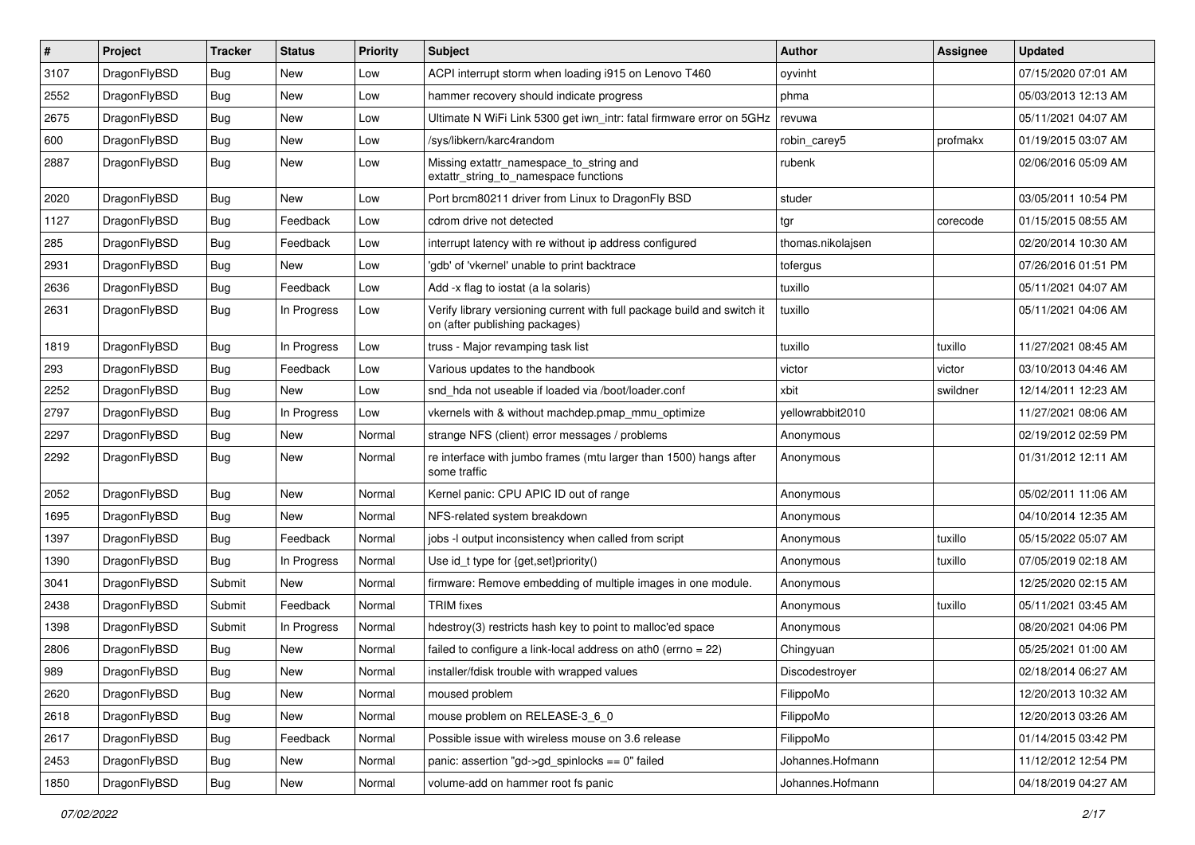| # | Project | Tracker | Status | Priority | Subject | Author | Assignee | Updated |
|---|---|---|---|---|---|---|---|---|
| 3107 | DragonFlyBSD | Bug | New | Low | ACPI interrupt storm when loading i915 on Lenovo T460 | oyvinht | | 07/15/2020 07:01 AM |
| 2552 | DragonFlyBSD | Bug | New | Low | hammer recovery should indicate progress | phma | | 05/03/2013 12:13 AM |
| 2675 | DragonFlyBSD | Bug | New | Low | Ultimate N WiFi Link 5300 get iwn_intr: fatal firmware error on 5GHz | revuwa | | 05/11/2021 04:07 AM |
| 600 | DragonFlyBSD | Bug | New | Low | /sys/libkern/karc4random | robin_carey5 | profmakx | 01/19/2015 03:07 AM |
| 2887 | DragonFlyBSD | Bug | New | Low | Missing extattr_namespace_to_string and extattr_string_to_namespace functions | rubenk | | 02/06/2016 05:09 AM |
| 2020 | DragonFlyBSD | Bug | New | Low | Port brcm80211 driver from Linux to DragonFly BSD | studer | | 03/05/2011 10:54 PM |
| 1127 | DragonFlyBSD | Bug | Feedback | Low | cdrom drive not detected | tgr | corecode | 01/15/2015 08:55 AM |
| 285 | DragonFlyBSD | Bug | Feedback | Low | interrupt latency with re without ip address configured | thomas.nikolajsen | | 02/20/2014 10:30 AM |
| 2931 | DragonFlyBSD | Bug | New | Low | 'gdb' of 'vkernel' unable to print backtrace | tofergus | | 07/26/2016 01:51 PM |
| 2636 | DragonFlyBSD | Bug | Feedback | Low | Add -x flag to iostat (a la solaris) | tuxillo | | 05/11/2021 04:07 AM |
| 2631 | DragonFlyBSD | Bug | In Progress | Low | Verify library versioning current with full package build and switch it on (after publishing packages) | tuxillo | | 05/11/2021 04:06 AM |
| 1819 | DragonFlyBSD | Bug | In Progress | Low | truss - Major revamping task list | tuxillo | tuxillo | 11/27/2021 08:45 AM |
| 293 | DragonFlyBSD | Bug | Feedback | Low | Various updates to the handbook | victor | victor | 03/10/2013 04:46 AM |
| 2252 | DragonFlyBSD | Bug | New | Low | snd_hda not useable if loaded via /boot/loader.conf | xbit | swildner | 12/14/2011 12:23 AM |
| 2797 | DragonFlyBSD | Bug | In Progress | Low | vkernels with & without machdep.pmap_mmu_optimize | yellowrabbit2010 | | 11/27/2021 08:06 AM |
| 2297 | DragonFlyBSD | Bug | New | Normal | strange NFS (client) error messages / problems | Anonymous | | 02/19/2012 02:59 PM |
| 2292 | DragonFlyBSD | Bug | New | Normal | re interface with jumbo frames (mtu larger than 1500) hangs after some traffic | Anonymous | | 01/31/2012 12:11 AM |
| 2052 | DragonFlyBSD | Bug | New | Normal | Kernel panic: CPU APIC ID out of range | Anonymous | | 05/02/2011 11:06 AM |
| 1695 | DragonFlyBSD | Bug | New | Normal | NFS-related system breakdown | Anonymous | | 04/10/2014 12:35 AM |
| 1397 | DragonFlyBSD | Bug | Feedback | Normal | jobs -l output inconsistency when called from script | Anonymous | tuxillo | 05/15/2022 05:07 AM |
| 1390 | DragonFlyBSD | Bug | In Progress | Normal | Use id_t type for {get,set}priority() | Anonymous | tuxillo | 07/05/2019 02:18 AM |
| 3041 | DragonFlyBSD | Submit | New | Normal | firmware: Remove embedding of multiple images in one module. | Anonymous | | 12/25/2020 02:15 AM |
| 2438 | DragonFlyBSD | Submit | Feedback | Normal | TRIM fixes | Anonymous | tuxillo | 05/11/2021 03:45 AM |
| 1398 | DragonFlyBSD | Submit | In Progress | Normal | hdestroy(3) restricts hash key to point to malloc'ed space | Anonymous | | 08/20/2021 04:06 PM |
| 2806 | DragonFlyBSD | Bug | New | Normal | failed to configure a link-local address on ath0 (errno = 22) | Chingyuan | | 05/25/2021 01:00 AM |
| 989 | DragonFlyBSD | Bug | New | Normal | installer/fdisk trouble with wrapped values | Discodestroyer | | 02/18/2014 06:27 AM |
| 2620 | DragonFlyBSD | Bug | New | Normal | moused problem | FilippoMo | | 12/20/2013 10:32 AM |
| 2618 | DragonFlyBSD | Bug | New | Normal | mouse problem on RELEASE-3_6_0 | FilippoMo | | 12/20/2013 03:26 AM |
| 2617 | DragonFlyBSD | Bug | Feedback | Normal | Possible issue with wireless mouse on 3.6 release | FilippoMo | | 01/14/2015 03:42 PM |
| 2453 | DragonFlyBSD | Bug | New | Normal | panic: assertion "gd->gd_spinlocks == 0" failed | Johannes.Hofmann | | 11/12/2012 12:54 PM |
| 1850 | DragonFlyBSD | Bug | New | Normal | volume-add on hammer root fs panic | Johannes.Hofmann | | 04/18/2019 04:27 AM |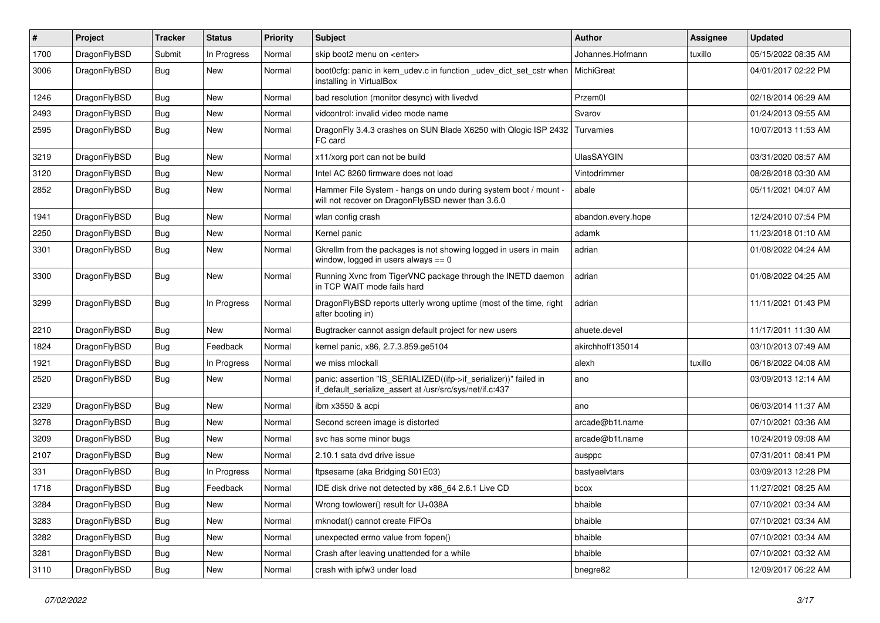| # | Project | Tracker | Status | Priority | Subject | Author | Assignee | Updated |
|---|---|---|---|---|---|---|---|---|
| 1700 | DragonFlyBSD | Submit | In Progress | Normal | skip boot2 menu on <enter> | Johannes.Hofmann | tuxillo | 05/15/2022 08:35 AM |
| 3006 | DragonFlyBSD | Bug | New | Normal | boot0cfg: panic in kern_udev.c in function _udev_dict_set_cstr when installing in VirtualBox | MichiGreat | | 04/01/2017 02:22 PM |
| 1246 | DragonFlyBSD | Bug | New | Normal | bad resolution (monitor desync) with livedvd | Przem0l | | 02/18/2014 06:29 AM |
| 2493 | DragonFlyBSD | Bug | New | Normal | vidcontrol: invalid video mode name | Svarov | | 01/24/2013 09:55 AM |
| 2595 | DragonFlyBSD | Bug | New | Normal | DragonFly 3.4.3 crashes on SUN Blade X6250 with Qlogic ISP 2432 FC card | Turvamies | | 10/07/2013 11:53 AM |
| 3219 | DragonFlyBSD | Bug | New | Normal | x11/xorg port can not be build | UlasSAYGIN | | 03/31/2020 08:57 AM |
| 3120 | DragonFlyBSD | Bug | New | Normal | Intel AC 8260 firmware does not load | Vintodrimmer | | 08/28/2018 03:30 AM |
| 2852 | DragonFlyBSD | Bug | New | Normal | Hammer File System - hangs on undo during system boot / mount - will not recover on DragonFlyBSD newer than 3.6.0 | abale | | 05/11/2021 04:07 AM |
| 1941 | DragonFlyBSD | Bug | New | Normal | wlan config crash | abandon.every.hope | | 12/24/2010 07:54 PM |
| 2250 | DragonFlyBSD | Bug | New | Normal | Kernel panic | adamk | | 11/23/2018 01:10 AM |
| 3301 | DragonFlyBSD | Bug | New | Normal | Gkrellm from the packages is not showing logged in users in main window, logged in users always == 0 | adrian | | 01/08/2022 04:24 AM |
| 3300 | DragonFlyBSD | Bug | New | Normal | Running Xvnc from TigerVNC package through the INETD daemon in TCP WAIT mode fails hard | adrian | | 01/08/2022 04:25 AM |
| 3299 | DragonFlyBSD | Bug | In Progress | Normal | DragonFlyBSD reports utterly wrong uptime (most of the time, right after booting in) | adrian | | 11/11/2021 01:43 PM |
| 2210 | DragonFlyBSD | Bug | New | Normal | Bugtracker cannot assign default project for new users | ahuete.devel | | 11/17/2011 11:30 AM |
| 1824 | DragonFlyBSD | Bug | Feedback | Normal | kernel panic, x86, 2.7.3.859.ge5104 | akirchhoff135014 | | 03/10/2013 07:49 AM |
| 1921 | DragonFlyBSD | Bug | In Progress | Normal | we miss mlockall | alexh | tuxillo | 06/18/2022 04:08 AM |
| 2520 | DragonFlyBSD | Bug | New | Normal | panic: assertion "IS_SERIALIZED((ifp->if_serializer))" failed in if_default_serialize_assert at /usr/src/sys/net/if.c:437 | ano | | 03/09/2013 12:14 AM |
| 2329 | DragonFlyBSD | Bug | New | Normal | ibm x3550 & acpi | ano | | 06/03/2014 11:37 AM |
| 3278 | DragonFlyBSD | Bug | New | Normal | Second screen image is distorted | arcade@b1t.name | | 07/10/2021 03:36 AM |
| 3209 | DragonFlyBSD | Bug | New | Normal | svc has some minor bugs | arcade@b1t.name | | 10/24/2019 09:08 AM |
| 2107 | DragonFlyBSD | Bug | New | Normal | 2.10.1 sata dvd drive issue | ausppc | | 07/31/2011 08:41 PM |
| 331 | DragonFlyBSD | Bug | In Progress | Normal | ftpsesame (aka Bridging S01E03) | bastyaelvtars | | 03/09/2013 12:28 PM |
| 1718 | DragonFlyBSD | Bug | Feedback | Normal | IDE disk drive not detected by x86_64 2.6.1 Live CD | bcox | | 11/27/2021 08:25 AM |
| 3284 | DragonFlyBSD | Bug | New | Normal | Wrong towlower() result for U+038A | bhaible | | 07/10/2021 03:34 AM |
| 3283 | DragonFlyBSD | Bug | New | Normal | mknodat() cannot create FIFOs | bhaible | | 07/10/2021 03:34 AM |
| 3282 | DragonFlyBSD | Bug | New | Normal | unexpected errno value from fopen() | bhaible | | 07/10/2021 03:34 AM |
| 3281 | DragonFlyBSD | Bug | New | Normal | Crash after leaving unattended for a while | bhaible | | 07/10/2021 03:32 AM |
| 3110 | DragonFlyBSD | Bug | New | Normal | crash with ipfw3 under load | bnegre82 | | 12/09/2017 06:22 AM |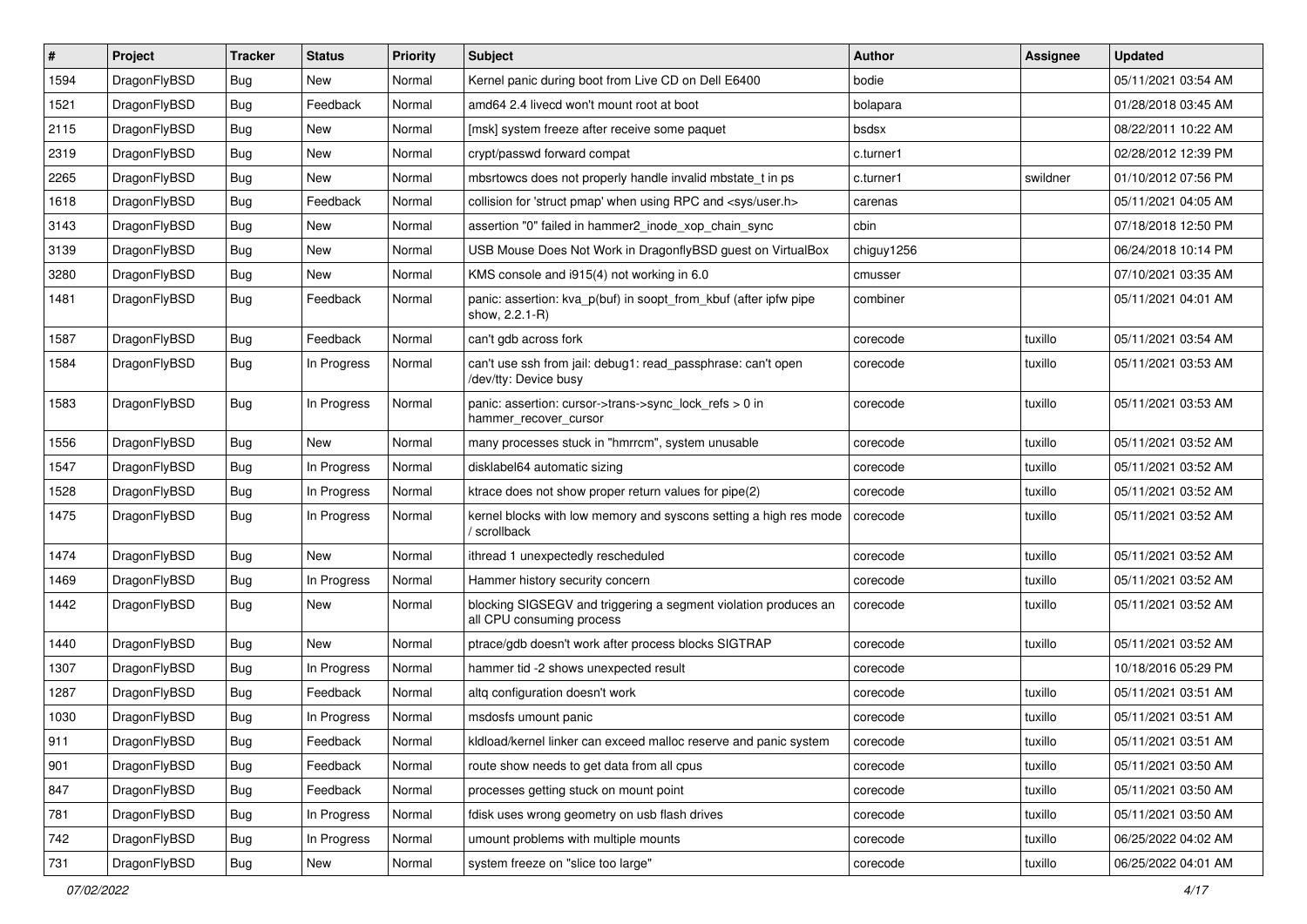| # | Project | Tracker | Status | Priority | Subject | Author | Assignee | Updated |
|---|---|---|---|---|---|---|---|---|
| 1594 | DragonFlyBSD | Bug | New | Normal | Kernel panic during boot from Live CD on Dell E6400 | bodie | | 05/11/2021 03:54 AM |
| 1521 | DragonFlyBSD | Bug | Feedback | Normal | amd64 2.4 livecd won't mount root at boot | bolapara | | 01/28/2018 03:45 AM |
| 2115 | DragonFlyBSD | Bug | New | Normal | [msk] system freeze after receive some paquet | bsdsx | | 08/22/2011 10:22 AM |
| 2319 | DragonFlyBSD | Bug | New | Normal | crypt/passwd forward compat | c.turner1 | | 02/28/2012 12:39 PM |
| 2265 | DragonFlyBSD | Bug | New | Normal | mbsrtowcs does not properly handle invalid mbstate_t in ps | c.turner1 | swildner | 01/10/2012 07:56 PM |
| 1618 | DragonFlyBSD | Bug | Feedback | Normal | collision for 'struct pmap' when using RPC and <sys/user.h> | carenas | | 05/11/2021 04:05 AM |
| 3143 | DragonFlyBSD | Bug | New | Normal | assertion "0" failed in hammer2_inode_xop_chain_sync | cbin | | 07/18/2018 12:50 PM |
| 3139 | DragonFlyBSD | Bug | New | Normal | USB Mouse Does Not Work in DragonflyBSD guest on VirtualBox | chiguy1256 | | 06/24/2018 10:14 PM |
| 3280 | DragonFlyBSD | Bug | New | Normal | KMS console and i915(4) not working in 6.0 | cmusser | | 07/10/2021 03:35 AM |
| 1481 | DragonFlyBSD | Bug | Feedback | Normal | panic: assertion: kva_p(buf) in soopt_from_kbuf (after ipfw pipe show, 2.2.1-R) | combiner | | 05/11/2021 04:01 AM |
| 1587 | DragonFlyBSD | Bug | Feedback | Normal | can't gdb across fork | corecode | tuxillo | 05/11/2021 03:54 AM |
| 1584 | DragonFlyBSD | Bug | In Progress | Normal | can't use ssh from jail: debug1: read_passphrase: can't open /dev/tty: Device busy | corecode | tuxillo | 05/11/2021 03:53 AM |
| 1583 | DragonFlyBSD | Bug | In Progress | Normal | panic: assertion: cursor->trans->sync_lock_refs > 0 in hammer_recover_cursor | corecode | tuxillo | 05/11/2021 03:53 AM |
| 1556 | DragonFlyBSD | Bug | New | Normal | many processes stuck in "hmrrcm", system unusable | corecode | tuxillo | 05/11/2021 03:52 AM |
| 1547 | DragonFlyBSD | Bug | In Progress | Normal | disklabel64 automatic sizing | corecode | tuxillo | 05/11/2021 03:52 AM |
| 1528 | DragonFlyBSD | Bug | In Progress | Normal | ktrace does not show proper return values for pipe(2) | corecode | tuxillo | 05/11/2021 03:52 AM |
| 1475 | DragonFlyBSD | Bug | In Progress | Normal | kernel blocks with low memory and syscons setting a high res mode / scrollback | corecode | tuxillo | 05/11/2021 03:52 AM |
| 1474 | DragonFlyBSD | Bug | New | Normal | ithread 1 unexpectedly rescheduled | corecode | tuxillo | 05/11/2021 03:52 AM |
| 1469 | DragonFlyBSD | Bug | In Progress | Normal | Hammer history security concern | corecode | tuxillo | 05/11/2021 03:52 AM |
| 1442 | DragonFlyBSD | Bug | New | Normal | blocking SIGSEGV and triggering a segment violation produces an all CPU consuming process | corecode | tuxillo | 05/11/2021 03:52 AM |
| 1440 | DragonFlyBSD | Bug | New | Normal | ptrace/gdb doesn't work after process blocks SIGTRAP | corecode | tuxillo | 05/11/2021 03:52 AM |
| 1307 | DragonFlyBSD | Bug | In Progress | Normal | hammer tid -2 shows unexpected result | corecode | | 10/18/2016 05:29 PM |
| 1287 | DragonFlyBSD | Bug | Feedback | Normal | altq configuration doesn't work | corecode | tuxillo | 05/11/2021 03:51 AM |
| 1030 | DragonFlyBSD | Bug | In Progress | Normal | msdosfs umount panic | corecode | tuxillo | 05/11/2021 03:51 AM |
| 911 | DragonFlyBSD | Bug | Feedback | Normal | kldload/kernel linker can exceed malloc reserve and panic system | corecode | tuxillo | 05/11/2021 03:51 AM |
| 901 | DragonFlyBSD | Bug | Feedback | Normal | route show needs to get data from all cpus | corecode | tuxillo | 05/11/2021 03:50 AM |
| 847 | DragonFlyBSD | Bug | Feedback | Normal | processes getting stuck on mount point | corecode | tuxillo | 05/11/2021 03:50 AM |
| 781 | DragonFlyBSD | Bug | In Progress | Normal | fdisk uses wrong geometry on usb flash drives | corecode | tuxillo | 05/11/2021 03:50 AM |
| 742 | DragonFlyBSD | Bug | In Progress | Normal | umount problems with multiple mounts | corecode | tuxillo | 06/25/2022 04:02 AM |
| 731 | DragonFlyBSD | Bug | New | Normal | system freeze on "slice too large" | corecode | tuxillo | 06/25/2022 04:01 AM |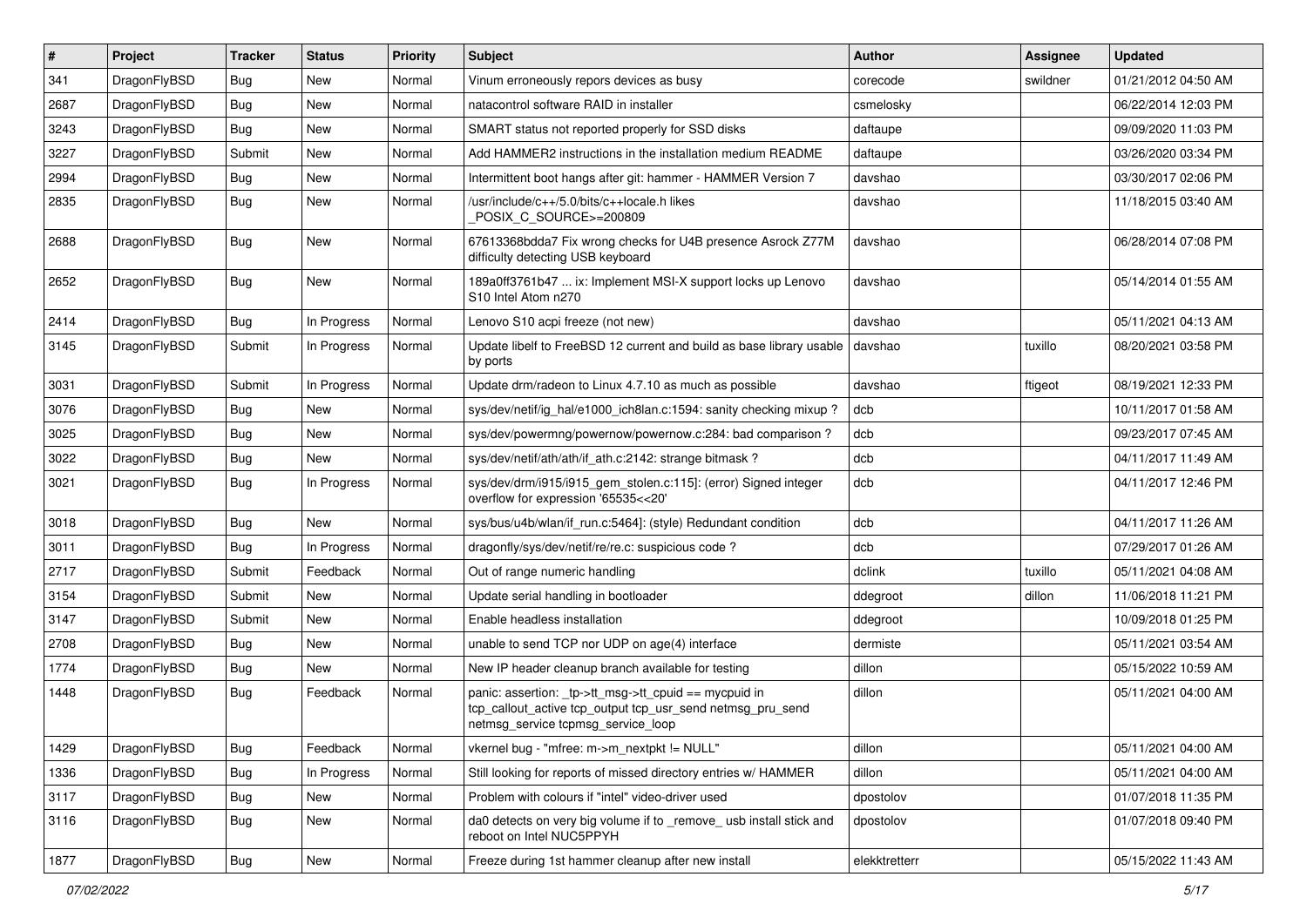| # | Project | Tracker | Status | Priority | Subject | Author | Assignee | Updated |
|---|---|---|---|---|---|---|---|---|
| 341 | DragonFlyBSD | Bug | New | Normal | Vinum erroneously repors devices as busy | corecode | swildner | 01/21/2012 04:50 AM |
| 2687 | DragonFlyBSD | Bug | New | Normal | natacontrol software RAID in installer | csmelosky | | 06/22/2014 12:03 PM |
| 3243 | DragonFlyBSD | Bug | New | Normal | SMART status not reported properly for SSD disks | daftaupe | | 09/09/2020 11:03 PM |
| 3227 | DragonFlyBSD | Submit | New | Normal | Add HAMMER2 instructions in the installation medium README | daftaupe | | 03/26/2020 03:34 PM |
| 2994 | DragonFlyBSD | Bug | New | Normal | Intermittent boot hangs after git: hammer - HAMMER Version 7 | davshao | | 03/30/2017 02:06 PM |
| 2835 | DragonFlyBSD | Bug | New | Normal | /usr/include/c++/5.0/bits/c++locale.h likes _POSIX_C_SOURCE>=200809 | davshao | | 11/18/2015 03:40 AM |
| 2688 | DragonFlyBSD | Bug | New | Normal | 67613368bdda7 Fix wrong checks for U4B presence Asrock Z77M difficulty detecting USB keyboard | davshao | | 06/28/2014 07:08 PM |
| 2652 | DragonFlyBSD | Bug | New | Normal | 189a0ff3761b47 ... ix: Implement MSI-X support locks up Lenovo S10 Intel Atom n270 | davshao | | 05/14/2014 01:55 AM |
| 2414 | DragonFlyBSD | Bug | In Progress | Normal | Lenovo S10 acpi freeze (not new) | davshao | | 05/11/2021 04:13 AM |
| 3145 | DragonFlyBSD | Submit | In Progress | Normal | Update libelf to FreeBSD 12 current and build as base library usable by ports | davshao | tuxillo | 08/20/2021 03:58 PM |
| 3031 | DragonFlyBSD | Submit | In Progress | Normal | Update drm/radeon to Linux 4.7.10 as much as possible | davshao | ftigeot | 08/19/2021 12:33 PM |
| 3076 | DragonFlyBSD | Bug | New | Normal | sys/dev/netif/ig_hal/e1000_ich8lan.c:1594: sanity checking mixup ? | dcb | | 10/11/2017 01:58 AM |
| 3025 | DragonFlyBSD | Bug | New | Normal | sys/dev/powermng/powernow/powernow.c:284: bad comparison ? | dcb | | 09/23/2017 07:45 AM |
| 3022 | DragonFlyBSD | Bug | New | Normal | sys/dev/netif/ath/ath/if_ath.c:2142: strange bitmask ? | dcb | | 04/11/2017 11:49 AM |
| 3021 | DragonFlyBSD | Bug | In Progress | Normal | sys/dev/drm/i915/i915_gem_stolen.c:115]: (error) Signed integer overflow for expression '65535<<20' | dcb | | 04/11/2017 12:46 PM |
| 3018 | DragonFlyBSD | Bug | New | Normal | sys/bus/u4b/wlan/if_run.c:5464]: (style) Redundant condition | dcb | | 04/11/2017 11:26 AM |
| 3011 | DragonFlyBSD | Bug | In Progress | Normal | dragonfly/sys/dev/netif/re/re.c: suspicious code ? | dcb | | 07/29/2017 01:26 AM |
| 2717 | DragonFlyBSD | Submit | Feedback | Normal | Out of range numeric handling | dclink | tuxillo | 05/11/2021 04:08 AM |
| 3154 | DragonFlyBSD | Submit | New | Normal | Update serial handling in bootloader | ddegroot | dillon | 11/06/2018 11:21 PM |
| 3147 | DragonFlyBSD | Submit | New | Normal | Enable headless installation | ddegroot | | 10/09/2018 01:25 PM |
| 2708 | DragonFlyBSD | Bug | New | Normal | unable to send TCP nor UDP on age(4) interface | dermiste | | 05/11/2021 03:54 AM |
| 1774 | DragonFlyBSD | Bug | New | Normal | New IP header cleanup branch available for testing | dillon | | 05/15/2022 10:59 AM |
| 1448 | DragonFlyBSD | Bug | Feedback | Normal | panic: assertion: _tp->tt_msg->tt_cpuid == mycpuid in tcp_callout_active tcp_output tcp_usr_send netmsg_pru_send netmsg_service tcpmsg_service_loop | dillon | | 05/11/2021 04:00 AM |
| 1429 | DragonFlyBSD | Bug | Feedback | Normal | vkernel bug - "mfree: m->m_nextpkt != NULL" | dillon | | 05/11/2021 04:00 AM |
| 1336 | DragonFlyBSD | Bug | In Progress | Normal | Still looking for reports of missed directory entries w/ HAMMER | dillon | | 05/11/2021 04:00 AM |
| 3117 | DragonFlyBSD | Bug | New | Normal | Problem with colours if "intel" video-driver used | dpostolov | | 01/07/2018 11:35 PM |
| 3116 | DragonFlyBSD | Bug | New | Normal | da0 detects on very big volume if to _remove_ usb install stick and reboot on Intel NUC5PPYH | dpostolov | | 01/07/2018 09:40 PM |
| 1877 | DragonFlyBSD | Bug | New | Normal | Freeze during 1st hammer cleanup after new install | elekktretterr | | 05/15/2022 11:43 AM |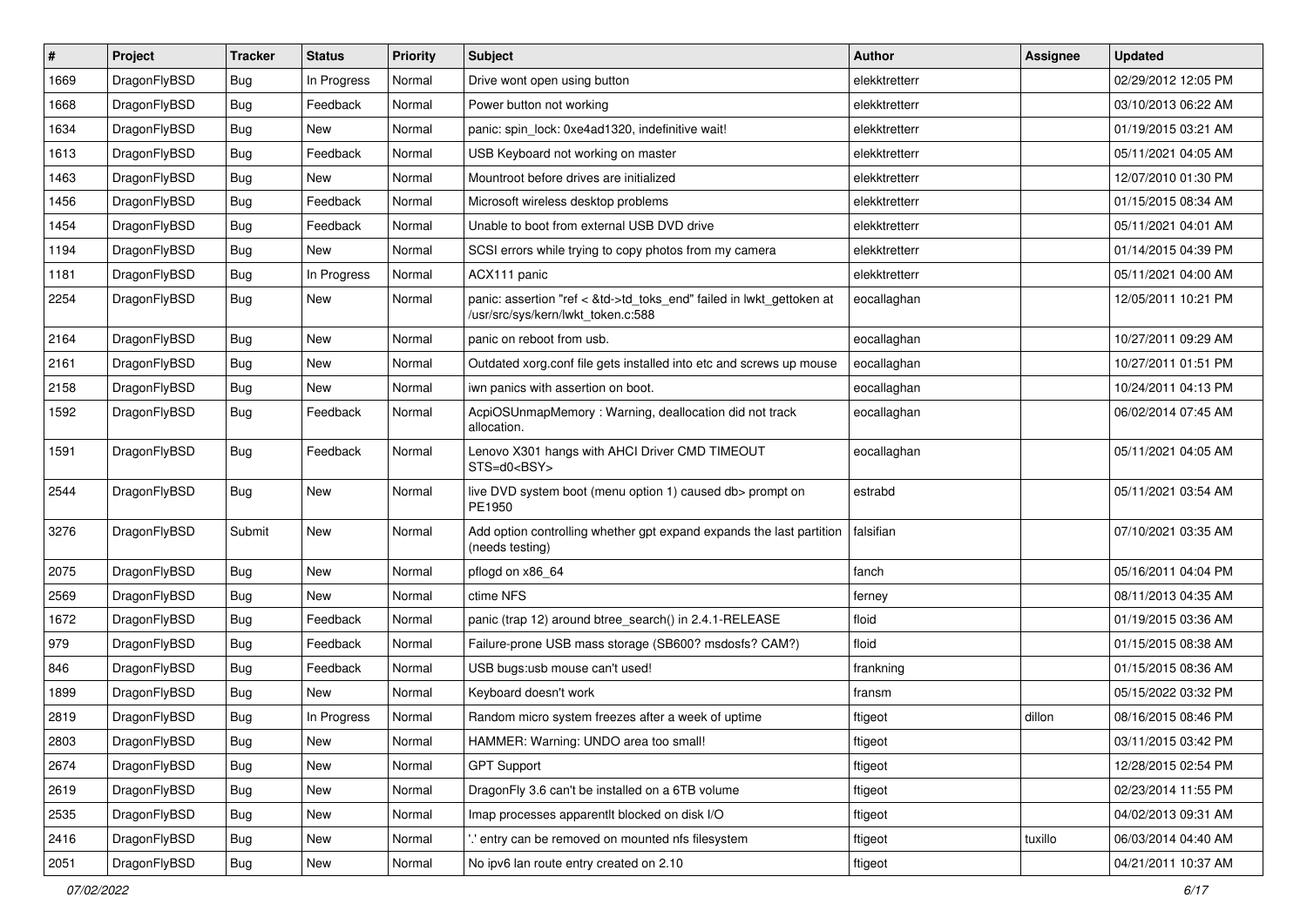| # | Project | Tracker | Status | Priority | Subject | Author | Assignee | Updated |
|---|---|---|---|---|---|---|---|---|
| 1669 | DragonFlyBSD | Bug | In Progress | Normal | Drive wont open using button | elekktretterr | | 02/29/2012 12:05 PM |
| 1668 | DragonFlyBSD | Bug | Feedback | Normal | Power button not working | elekktretterr | | 03/10/2013 06:22 AM |
| 1634 | DragonFlyBSD | Bug | New | Normal | panic: spin_lock: 0xe4ad1320, indefinitive wait! | elekktretterr | | 01/19/2015 03:21 AM |
| 1613 | DragonFlyBSD | Bug | Feedback | Normal | USB Keyboard not working on master | elekktretterr | | 05/11/2021 04:05 AM |
| 1463 | DragonFlyBSD | Bug | New | Normal | Mountroot before drives are initialized | elekktretterr | | 12/07/2010 01:30 PM |
| 1456 | DragonFlyBSD | Bug | Feedback | Normal | Microsoft wireless desktop problems | elekktretterr | | 01/15/2015 08:34 AM |
| 1454 | DragonFlyBSD | Bug | Feedback | Normal | Unable to boot from external USB DVD drive | elekktretterr | | 05/11/2021 04:01 AM |
| 1194 | DragonFlyBSD | Bug | New | Normal | SCSI errors while trying to copy photos from my camera | elekktretterr | | 01/14/2015 04:39 PM |
| 1181 | DragonFlyBSD | Bug | In Progress | Normal | ACX111 panic | elekktretterr | | 05/11/2021 04:00 AM |
| 2254 | DragonFlyBSD | Bug | New | Normal | panic: assertion "ref < &td->td_toks_end" failed in lwkt_gettoken at /usr/src/sys/kern/lwkt_token.c:588 | eocallaghan | | 12/05/2011 10:21 PM |
| 2164 | DragonFlyBSD | Bug | New | Normal | panic on reboot from usb. | eocallaghan | | 10/27/2011 09:29 AM |
| 2161 | DragonFlyBSD | Bug | New | Normal | Outdated xorg.conf file gets installed into etc and screws up mouse | eocallaghan | | 10/27/2011 01:51 PM |
| 2158 | DragonFlyBSD | Bug | New | Normal | iwn panics with assertion on boot. | eocallaghan | | 10/24/2011 04:13 PM |
| 1592 | DragonFlyBSD | Bug | Feedback | Normal | AcpiOSUnmapMemory : Warning, deallocation did not track allocation. | eocallaghan | | 06/02/2014 07:45 AM |
| 1591 | DragonFlyBSD | Bug | Feedback | Normal | Lenovo X301 hangs with AHCI Driver CMD TIMEOUT STS=d0<BSY> | eocallaghan | | 05/11/2021 04:05 AM |
| 2544 | DragonFlyBSD | Bug | New | Normal | live DVD system boot (menu option 1) caused db> prompt on PE1950 | estrabd | | 05/11/2021 03:54 AM |
| 3276 | DragonFlyBSD | Submit | New | Normal | Add option controlling whether gpt expand expands the last partition (needs testing) | falsifian | | 07/10/2021 03:35 AM |
| 2075 | DragonFlyBSD | Bug | New | Normal | pflogd on x86_64 | fanch | | 05/16/2011 04:04 PM |
| 2569 | DragonFlyBSD | Bug | New | Normal | ctime NFS | ferney | | 08/11/2013 04:35 AM |
| 1672 | DragonFlyBSD | Bug | Feedback | Normal | panic (trap 12) around btree_search() in 2.4.1-RELEASE | floid | | 01/19/2015 03:36 AM |
| 979 | DragonFlyBSD | Bug | Feedback | Normal | Failure-prone USB mass storage (SB600? msdosfs? CAM?) | floid | | 01/15/2015 08:38 AM |
| 846 | DragonFlyBSD | Bug | Feedback | Normal | USB bugs:usb mouse can't used! | frankning | | 01/15/2015 08:36 AM |
| 1899 | DragonFlyBSD | Bug | New | Normal | Keyboard doesn't work | fransm | | 05/15/2022 03:32 PM |
| 2819 | DragonFlyBSD | Bug | In Progress | Normal | Random micro system freezes after a week of uptime | ftigeot | dillon | 08/16/2015 08:46 PM |
| 2803 | DragonFlyBSD | Bug | New | Normal | HAMMER: Warning: UNDO area too small! | ftigeot | | 03/11/2015 03:42 PM |
| 2674 | DragonFlyBSD | Bug | New | Normal | GPT Support | ftigeot | | 12/28/2015 02:54 PM |
| 2619 | DragonFlyBSD | Bug | New | Normal | DragonFly 3.6 can't be installed on a 6TB volume | ftigeot | | 02/23/2014 11:55 PM |
| 2535 | DragonFlyBSD | Bug | New | Normal | Imap processes apparentlt blocked on disk I/O | ftigeot | | 04/02/2013 09:31 AM |
| 2416 | DragonFlyBSD | Bug | New | Normal | '.' entry can be removed on mounted nfs filesystem | ftigeot | tuxillo | 06/03/2014 04:40 AM |
| 2051 | DragonFlyBSD | Bug | New | Normal | No ipv6 lan route entry created on 2.10 | ftigeot | | 04/21/2011 10:37 AM |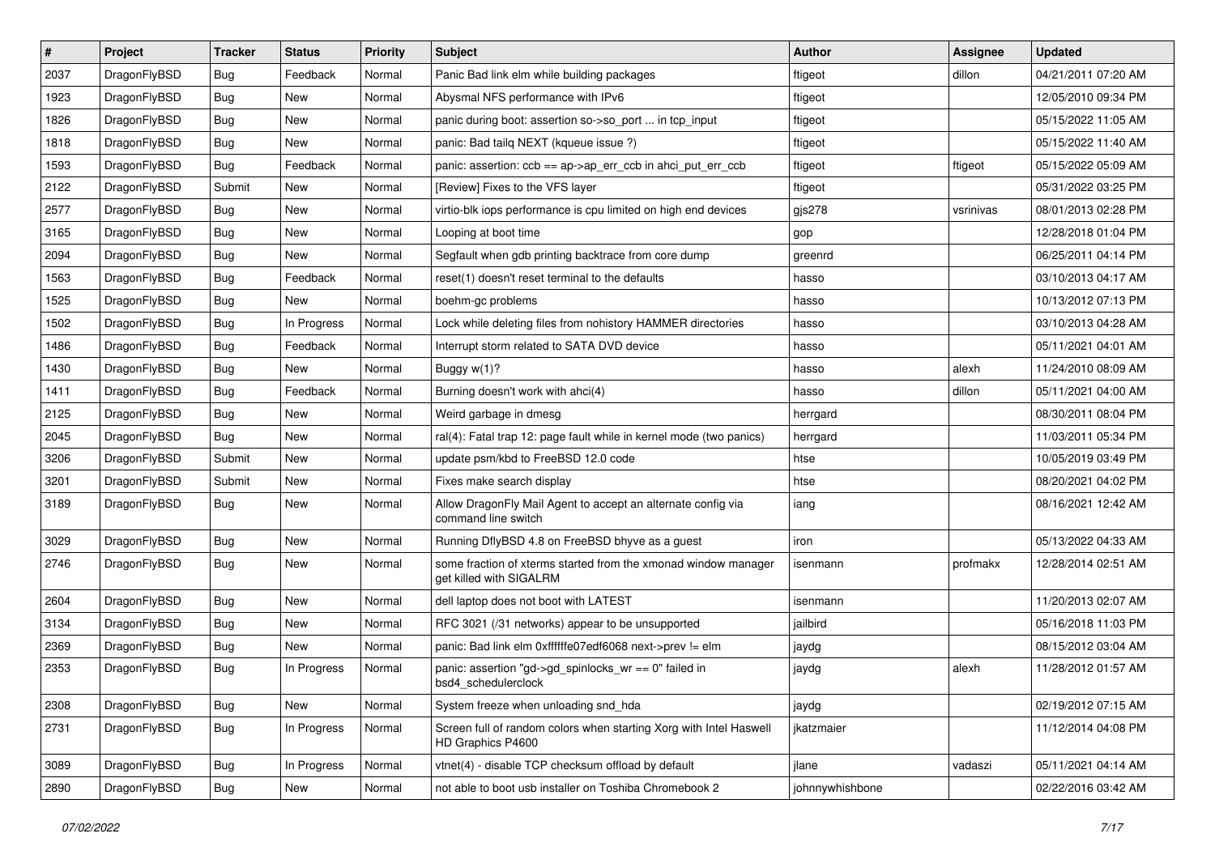| # | Project | Tracker | Status | Priority | Subject | Author | Assignee | Updated |
|---|---|---|---|---|---|---|---|---|
| 2037 | DragonFlyBSD | Bug | Feedback | Normal | Panic Bad link elm while building packages | ftigeot | dillon | 04/21/2011 07:20 AM |
| 1923 | DragonFlyBSD | Bug | New | Normal | Abysmal NFS performance with IPv6 | ftigeot | | 12/05/2010 09:34 PM |
| 1826 | DragonFlyBSD | Bug | New | Normal | panic during boot: assertion so->so_port ... in tcp_input | ftigeot | | 05/15/2022 11:05 AM |
| 1818 | DragonFlyBSD | Bug | New | Normal | panic: Bad tailq NEXT (kqueue issue ?) | ftigeot | | 05/15/2022 11:40 AM |
| 1593 | DragonFlyBSD | Bug | Feedback | Normal | panic: assertion: ccb == ap->ap_err_ccb in ahci_put_err_ccb | ftigeot | ftigeot | 05/15/2022 05:09 AM |
| 2122 | DragonFlyBSD | Submit | New | Normal | [Review] Fixes to the VFS layer | ftigeot | | 05/31/2022 03:25 PM |
| 2577 | DragonFlyBSD | Bug | New | Normal | virtio-blk iops performance is cpu limited on high end devices | gjs278 | vsrinivas | 08/01/2013 02:28 PM |
| 3165 | DragonFlyBSD | Bug | New | Normal | Looping at boot time | gop | | 12/28/2018 01:04 PM |
| 2094 | DragonFlyBSD | Bug | New | Normal | Segfault when gdb printing backtrace from core dump | greenrd | | 06/25/2011 04:14 PM |
| 1563 | DragonFlyBSD | Bug | Feedback | Normal | reset(1) doesn't reset terminal to the defaults | hasso | | 03/10/2013 04:17 AM |
| 1525 | DragonFlyBSD | Bug | New | Normal | boehm-gc problems | hasso | | 10/13/2012 07:13 PM |
| 1502 | DragonFlyBSD | Bug | In Progress | Normal | Lock while deleting files from nohistory HAMMER directories | hasso | | 03/10/2013 04:28 AM |
| 1486 | DragonFlyBSD | Bug | Feedback | Normal | Interrupt storm related to SATA DVD device | hasso | | 05/11/2021 04:01 AM |
| 1430 | DragonFlyBSD | Bug | New | Normal | Buggy w(1)? | hasso | alexh | 11/24/2010 08:09 AM |
| 1411 | DragonFlyBSD | Bug | Feedback | Normal | Burning doesn't work with ahci(4) | hasso | dillon | 05/11/2021 04:00 AM |
| 2125 | DragonFlyBSD | Bug | New | Normal | Weird garbage in dmesg | herrgard | | 08/30/2011 08:04 PM |
| 2045 | DragonFlyBSD | Bug | New | Normal | ral(4): Fatal trap 12: page fault while in kernel mode (two panics) | herrgard | | 11/03/2011 05:34 PM |
| 3206 | DragonFlyBSD | Submit | New | Normal | update psm/kbd to FreeBSD 12.0 code | htse | | 10/05/2019 03:49 PM |
| 3201 | DragonFlyBSD | Submit | New | Normal | Fixes make search display | htse | | 08/20/2021 04:02 PM |
| 3189 | DragonFlyBSD | Bug | New | Normal | Allow DragonFly Mail Agent to accept an alternate config via command line switch | iang | | 08/16/2021 12:42 AM |
| 3029 | DragonFlyBSD | Bug | New | Normal | Running DflyBSD 4.8 on FreeBSD bhyve as a guest | iron | | 05/13/2022 04:33 AM |
| 2746 | DragonFlyBSD | Bug | New | Normal | some fraction of xterms started from the xmonad window manager get killed with SIGALRM | isenmann | profmakx | 12/28/2014 02:51 AM |
| 2604 | DragonFlyBSD | Bug | New | Normal | dell laptop does not boot with LATEST | isenmann | | 11/20/2013 02:07 AM |
| 3134 | DragonFlyBSD | Bug | New | Normal | RFC 3021 (/31 networks) appear to be unsupported | jailbird | | 05/16/2018 11:03 PM |
| 2369 | DragonFlyBSD | Bug | New | Normal | panic: Bad link elm 0xffffffe07edf6068 next->prev != elm | jaydg | | 08/15/2012 03:04 AM |
| 2353 | DragonFlyBSD | Bug | In Progress | Normal | panic: assertion "gd->gd_spinlocks_wr == 0" failed in bsd4_schedulerclock | jaydg | alexh | 11/28/2012 01:57 AM |
| 2308 | DragonFlyBSD | Bug | New | Normal | System freeze when unloading snd_hda | jaydg | | 02/19/2012 07:15 AM |
| 2731 | DragonFlyBSD | Bug | In Progress | Normal | Screen full of random colors when starting Xorg with Intel Haswell HD Graphics P4600 | jkatzmaier | | 11/12/2014 04:08 PM |
| 3089 | DragonFlyBSD | Bug | In Progress | Normal | vtnet(4) - disable TCP checksum offload by default | jlane | vadaszi | 05/11/2021 04:14 AM |
| 2890 | DragonFlyBSD | Bug | New | Normal | not able to boot usb installer on Toshiba Chromebook 2 | johnnywhishbone | | 02/22/2016 03:42 AM |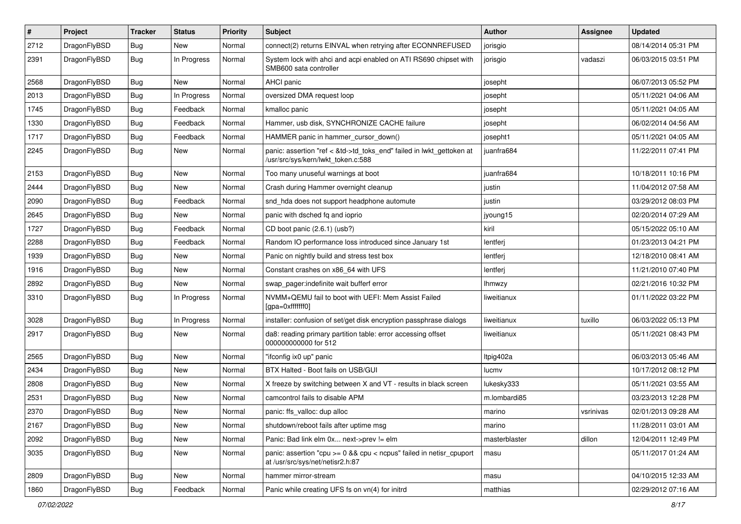| # | Project | Tracker | Status | Priority | Subject | Author | Assignee | Updated |
| --- | --- | --- | --- | --- | --- | --- | --- | --- |
| 2712 | DragonFlyBSD | Bug | New | Normal | connect(2) returns EINVAL when retrying after ECONNREFUSED | jorisgio | | 08/14/2014 05:31 PM |
| 2391 | DragonFlyBSD | Bug | In Progress | Normal | System lock with ahci and acpi enabled on ATI RS690 chipset with SMB600 sata controller | jorisgio | vadaszi | 06/03/2015 03:51 PM |
| 2568 | DragonFlyBSD | Bug | New | Normal | AHCI panic | josepht | | 06/07/2013 05:52 PM |
| 2013 | DragonFlyBSD | Bug | In Progress | Normal | oversized DMA request loop | josepht | | 05/11/2021 04:06 AM |
| 1745 | DragonFlyBSD | Bug | Feedback | Normal | kmalloc panic | josepht | | 05/11/2021 04:05 AM |
| 1330 | DragonFlyBSD | Bug | Feedback | Normal | Hammer, usb disk, SYNCHRONIZE CACHE failure | josepht | | 06/02/2014 04:56 AM |
| 1717 | DragonFlyBSD | Bug | Feedback | Normal | HAMMER panic in hammer_cursor_down() | josepht1 | | 05/11/2021 04:05 AM |
| 2245 | DragonFlyBSD | Bug | New | Normal | panic: assertion "ref < &td->td_toks_end" failed in lwkt_gettoken at /usr/src/sys/kern/lwkt_token.c:588 | juanfra684 | | 11/22/2011 07:41 PM |
| 2153 | DragonFlyBSD | Bug | New | Normal | Too many unuseful warnings at boot | juanfra684 | | 10/18/2011 10:16 PM |
| 2444 | DragonFlyBSD | Bug | New | Normal | Crash during Hammer overnight cleanup | justin | | 11/04/2012 07:58 AM |
| 2090 | DragonFlyBSD | Bug | Feedback | Normal | snd_hda does not support headphone automute | justin | | 03/29/2012 08:03 PM |
| 2645 | DragonFlyBSD | Bug | New | Normal | panic with dsched fq and ioprio | jyoung15 | | 02/20/2014 07:29 AM |
| 1727 | DragonFlyBSD | Bug | Feedback | Normal | CD boot panic (2.6.1) (usb?) | kiril | | 05/15/2022 05:10 AM |
| 2288 | DragonFlyBSD | Bug | Feedback | Normal | Random IO performance loss introduced since January 1st | lentferj | | 01/23/2013 04:21 PM |
| 1939 | DragonFlyBSD | Bug | New | Normal | Panic on nightly build and stress test box | lentferj | | 12/18/2010 08:41 AM |
| 1916 | DragonFlyBSD | Bug | New | Normal | Constant crashes on x86_64 with UFS | lentferj | | 11/21/2010 07:40 PM |
| 2892 | DragonFlyBSD | Bug | New | Normal | swap_pager:indefinite wait bufferf error | lhmwzy | | 02/21/2016 10:32 PM |
| 3310 | DragonFlyBSD | Bug | In Progress | Normal | NVMM+QEMU fail to boot with UEFI: Mem Assist Failed [gpa=0xfffffff0] | liweitianux | | 01/11/2022 03:22 PM |
| 3028 | DragonFlyBSD | Bug | In Progress | Normal | installer: confusion of set/get disk encryption passphrase dialogs | liweitianux | tuxillo | 06/03/2022 05:13 PM |
| 2917 | DragonFlyBSD | Bug | New | Normal | da8: reading primary partition table: error accessing offset 000000000000 for 512 | liweitianux | | 05/11/2021 08:43 PM |
| 2565 | DragonFlyBSD | Bug | New | Normal | "ifconfig ix0 up" panic | ltpig402a | | 06/03/2013 05:46 AM |
| 2434 | DragonFlyBSD | Bug | New | Normal | BTX Halted - Boot fails on USB/GUI | lucmv | | 10/17/2012 08:12 PM |
| 2808 | DragonFlyBSD | Bug | New | Normal | X freeze by switching between X and VT - results in black screen | lukesky333 | | 05/11/2021 03:55 AM |
| 2531 | DragonFlyBSD | Bug | New | Normal | camcontrol fails to disable APM | m.lombardi85 | | 03/23/2013 12:28 PM |
| 2370 | DragonFlyBSD | Bug | New | Normal | panic: ffs_valloc: dup alloc | marino | vsrinivas | 02/01/2013 09:28 AM |
| 2167 | DragonFlyBSD | Bug | New | Normal | shutdown/reboot fails after uptime msg | marino | | 11/28/2011 03:01 AM |
| 2092 | DragonFlyBSD | Bug | New | Normal | Panic: Bad link elm 0x... next->prev != elm | masterblaster | dillon | 12/04/2011 12:49 PM |
| 3035 | DragonFlyBSD | Bug | New | Normal | panic: assertion "cpu >= 0 && cpu < ncpus" failed in netisr_cpuport at /usr/src/sys/net/netisr2.h:87 | masu | | 05/11/2017 01:24 AM |
| 2809 | DragonFlyBSD | Bug | New | Normal | hammer mirror-stream | masu | | 04/10/2015 12:33 AM |
| 1860 | DragonFlyBSD | Bug | Feedback | Normal | Panic while creating UFS fs on vn(4) for initrd | matthias | | 02/29/2012 07:16 AM |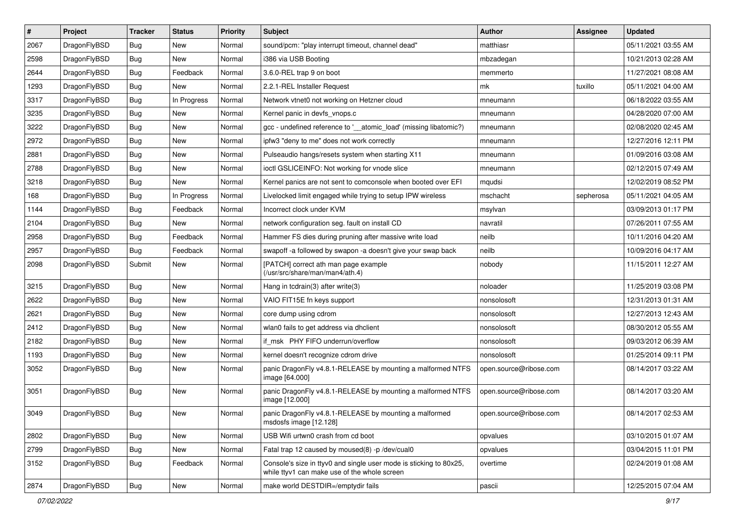| # | Project | Tracker | Status | Priority | Subject | Author | Assignee | Updated |
|---|---|---|---|---|---|---|---|---|
| 2067 | DragonFlyBSD | Bug | New | Normal | sound/pcm: "play interrupt timeout, channel dead" | matthiasr | | 05/11/2021 03:55 AM |
| 2598 | DragonFlyBSD | Bug | New | Normal | i386 via USB Booting | mbzadegan | | 10/21/2013 02:28 AM |
| 2644 | DragonFlyBSD | Bug | Feedback | Normal | 3.6.0-REL trap 9 on boot | memmerto | | 11/27/2021 08:08 AM |
| 1293 | DragonFlyBSD | Bug | New | Normal | 2.2.1-REL Installer Request | mk | tuxillo | 05/11/2021 04:00 AM |
| 3317 | DragonFlyBSD | Bug | In Progress | Normal | Network vtnet0 not working on Hetzner cloud | mneumann | | 06/18/2022 03:55 AM |
| 3235 | DragonFlyBSD | Bug | New | Normal | Kernel panic in devfs_vnops.c | mneumann | | 04/28/2020 07:00 AM |
| 3222 | DragonFlyBSD | Bug | New | Normal | gcc - undefined reference to '__atomic_load' (missing libatomic?) | mneumann | | 02/08/2020 02:45 AM |
| 2972 | DragonFlyBSD | Bug | New | Normal | ipfw3 "deny to me" does not work correctly | mneumann | | 12/27/2016 12:11 PM |
| 2881 | DragonFlyBSD | Bug | New | Normal | Pulseaudio hangs/resets system when starting X11 | mneumann | | 01/09/2016 03:08 AM |
| 2788 | DragonFlyBSD | Bug | New | Normal | ioctl GSLICEINFO: Not working for vnode slice | mneumann | | 02/12/2015 07:49 AM |
| 3218 | DragonFlyBSD | Bug | New | Normal | Kernel panics are not sent to comconsole when booted over EFI | mqudsi | | 12/02/2019 08:52 PM |
| 168 | DragonFlyBSD | Bug | In Progress | Normal | Livelocked limit engaged while trying to setup IPW wireless | mschacht | sepherosa | 05/11/2021 04:05 AM |
| 1144 | DragonFlyBSD | Bug | Feedback | Normal | Incorrect clock under KVM | msylvan | | 03/09/2013 01:17 PM |
| 2104 | DragonFlyBSD | Bug | New | Normal | network configuration seg. fault on install CD | navratil | | 07/26/2011 07:55 AM |
| 2958 | DragonFlyBSD | Bug | Feedback | Normal | Hammer FS dies during pruning after massive write load | neilb | | 10/11/2016 04:20 AM |
| 2957 | DragonFlyBSD | Bug | Feedback | Normal | swapoff -a followed by swapon -a doesn't give your swap back | neilb | | 10/09/2016 04:17 AM |
| 2098 | DragonFlyBSD | Submit | New | Normal | [PATCH] correct ath man page example (/usr/src/share/man/man4/ath.4) | nobody | | 11/15/2011 12:27 AM |
| 3215 | DragonFlyBSD | Bug | New | Normal | Hang in tcdrain(3) after write(3) | noloader | | 11/25/2019 03:08 PM |
| 2622 | DragonFlyBSD | Bug | New | Normal | VAIO FIT15E fn keys support | nonsolosoft | | 12/31/2013 01:31 AM |
| 2621 | DragonFlyBSD | Bug | New | Normal | core dump using cdrom | nonsolosoft | | 12/27/2013 12:43 AM |
| 2412 | DragonFlyBSD | Bug | New | Normal | wlan0 fails to get address via dhclient | nonsolosoft | | 08/30/2012 05:55 AM |
| 2182 | DragonFlyBSD | Bug | New | Normal | if_msk PHY FIFO underrun/overflow | nonsolosoft | | 09/03/2012 06:39 AM |
| 1193 | DragonFlyBSD | Bug | New | Normal | kernel doesn't recognize cdrom drive | nonsolosoft | | 01/25/2014 09:11 PM |
| 3052 | DragonFlyBSD | Bug | New | Normal | panic DragonFly v4.8.1-RELEASE by mounting a malformed NTFS image [64.000] | open.source@ribose.com | | 08/14/2017 03:22 AM |
| 3051 | DragonFlyBSD | Bug | New | Normal | panic DragonFly v4.8.1-RELEASE by mounting a malformed NTFS image [12.000] | open.source@ribose.com | | 08/14/2017 03:20 AM |
| 3049 | DragonFlyBSD | Bug | New | Normal | panic DragonFly v4.8.1-RELEASE by mounting a malformed msdosfs image [12.128] | open.source@ribose.com | | 08/14/2017 02:53 AM |
| 2802 | DragonFlyBSD | Bug | New | Normal | USB Wifi urtwn0 crash from cd boot | opvalues | | 03/10/2015 01:07 AM |
| 2799 | DragonFlyBSD | Bug | New | Normal | Fatal trap 12 caused by moused(8) -p /dev/cual0 | opvalues | | 03/04/2015 11:01 PM |
| 3152 | DragonFlyBSD | Bug | Feedback | Normal | Console's size in ttyv0 and single user mode is sticking to 80x25, while ttyv1 can make use of the whole screen | overtime | | 02/24/2019 01:08 AM |
| 2874 | DragonFlyBSD | Bug | New | Normal | make world DESTDIR=/emptydir fails | pascii | | 12/25/2015 07:04 AM |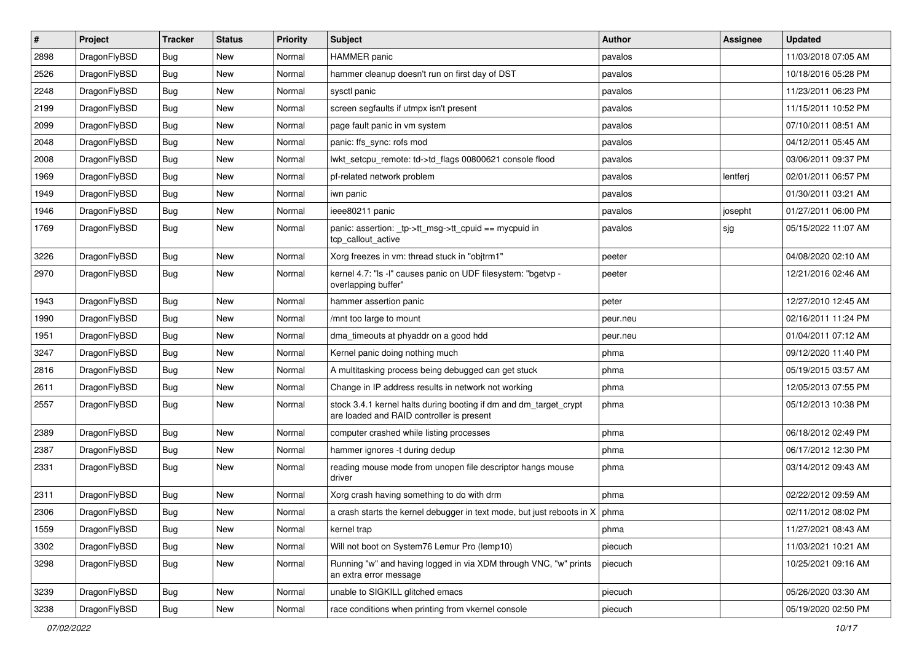| # | Project | Tracker | Status | Priority | Subject | Author | Assignee | Updated |
|---|---|---|---|---|---|---|---|---|
| 2898 | DragonFlyBSD | Bug | New | Normal | HAMMER panic | pavalos | | 11/03/2018 07:05 AM |
| 2526 | DragonFlyBSD | Bug | New | Normal | hammer cleanup doesn't run on first day of DST | pavalos | | 10/18/2016 05:28 PM |
| 2248 | DragonFlyBSD | Bug | New | Normal | sysctl panic | pavalos | | 11/23/2011 06:23 PM |
| 2199 | DragonFlyBSD | Bug | New | Normal | screen segfaults if utmpx isn't present | pavalos | | 11/15/2011 10:52 PM |
| 2099 | DragonFlyBSD | Bug | New | Normal | page fault panic in vm system | pavalos | | 07/10/2011 08:51 AM |
| 2048 | DragonFlyBSD | Bug | New | Normal | panic: ffs_sync: rofs mod | pavalos | | 04/12/2011 05:45 AM |
| 2008 | DragonFlyBSD | Bug | New | Normal | lwkt_setcpu_remote: td->td_flags 00800621 console flood | pavalos | | 03/06/2011 09:37 PM |
| 1969 | DragonFlyBSD | Bug | New | Normal | pf-related network problem | pavalos | lentferj | 02/01/2011 06:57 PM |
| 1949 | DragonFlyBSD | Bug | New | Normal | iwn panic | pavalos | | 01/30/2011 03:21 AM |
| 1946 | DragonFlyBSD | Bug | New | Normal | ieee80211 panic | pavalos | josepht | 01/27/2011 06:00 PM |
| 1769 | DragonFlyBSD | Bug | New | Normal | panic: assertion: _tp->tt_msg->tt_cpuid == mycpuid in tcp_callout_active | pavalos | sjg | 05/15/2022 11:07 AM |
| 3226 | DragonFlyBSD | Bug | New | Normal | Xorg freezes in vm: thread stuck in "objtrm1" | peeter | | 04/08/2020 02:10 AM |
| 2970 | DragonFlyBSD | Bug | New | Normal | kernel 4.7: "ls -l" causes panic on UDF filesystem: "bgetvp - overlapping buffer" | peeter | | 12/21/2016 02:46 AM |
| 1943 | DragonFlyBSD | Bug | New | Normal | hammer assertion panic | peter | | 12/27/2010 12:45 AM |
| 1990 | DragonFlyBSD | Bug | New | Normal | /mnt too large to mount | peur.neu | | 02/16/2011 11:24 PM |
| 1951 | DragonFlyBSD | Bug | New | Normal | dma_timeouts at phyaddr on a good hdd | peur.neu | | 01/04/2011 07:12 AM |
| 3247 | DragonFlyBSD | Bug | New | Normal | Kernel panic doing nothing much | phma | | 09/12/2020 11:40 PM |
| 2816 | DragonFlyBSD | Bug | New | Normal | A multitasking process being debugged can get stuck | phma | | 05/19/2015 03:57 AM |
| 2611 | DragonFlyBSD | Bug | New | Normal | Change in IP address results in network not working | phma | | 12/05/2013 07:55 PM |
| 2557 | DragonFlyBSD | Bug | New | Normal | stock 3.4.1 kernel halts during booting if dm and dm_target_crypt are loaded and RAID controller is present | phma | | 05/12/2013 10:38 PM |
| 2389 | DragonFlyBSD | Bug | New | Normal | computer crashed while listing processes | phma | | 06/18/2012 02:49 PM |
| 2387 | DragonFlyBSD | Bug | New | Normal | hammer ignores -t during dedup | phma | | 06/17/2012 12:30 PM |
| 2331 | DragonFlyBSD | Bug | New | Normal | reading mouse mode from unopen file descriptor hangs mouse driver | phma | | 03/14/2012 09:43 AM |
| 2311 | DragonFlyBSD | Bug | New | Normal | Xorg crash having something to do with drm | phma | | 02/22/2012 09:59 AM |
| 2306 | DragonFlyBSD | Bug | New | Normal | a crash starts the kernel debugger in text mode, but just reboots in X | phma | | 02/11/2012 08:02 PM |
| 1559 | DragonFlyBSD | Bug | New | Normal | kernel trap | phma | | 11/27/2021 08:43 AM |
| 3302 | DragonFlyBSD | Bug | New | Normal | Will not boot on System76 Lemur Pro (lemp10) | piecuch | | 11/03/2021 10:21 AM |
| 3298 | DragonFlyBSD | Bug | New | Normal | Running "w" and having logged in via XDM through VNC, "w" prints an extra error message | piecuch | | 10/25/2021 09:16 AM |
| 3239 | DragonFlyBSD | Bug | New | Normal | unable to SIGKILL glitched emacs | piecuch | | 05/26/2020 03:30 AM |
| 3238 | DragonFlyBSD | Bug | New | Normal | race conditions when printing from vkernel console | piecuch | | 05/19/2020 02:50 PM |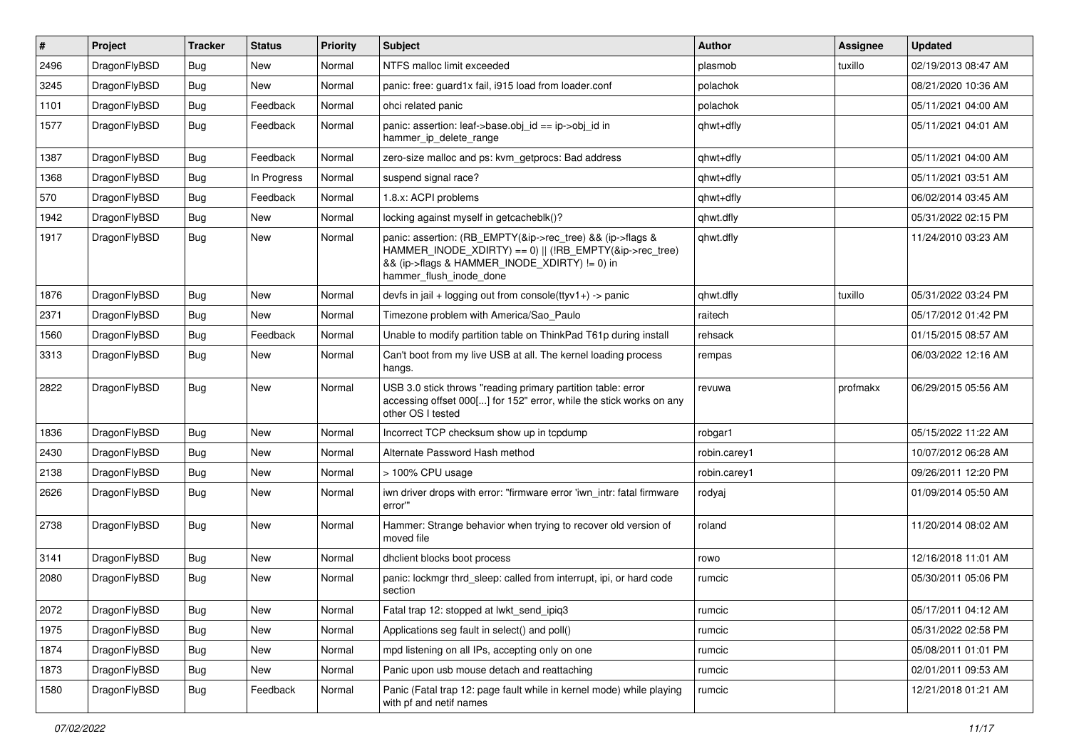| # | Project | Tracker | Status | Priority | Subject | Author | Assignee | Updated |
|---|---|---|---|---|---|---|---|---|
| 2496 | DragonFlyBSD | Bug | New | Normal | NTFS malloc limit exceeded | plasmob | tuxillo | 02/19/2013 08:47 AM |
| 3245 | DragonFlyBSD | Bug | New | Normal | panic: free: guard1x fail, i915 load from loader.conf | polachok | | 08/21/2020 10:36 AM |
| 1101 | DragonFlyBSD | Bug | Feedback | Normal | ohci related panic | polachok | | 05/11/2021 04:00 AM |
| 1577 | DragonFlyBSD | Bug | Feedback | Normal | panic: assertion: leaf->base.obj_id == ip->obj_id in hammer_ip_delete_range | qhwt+dfly | | 05/11/2021 04:01 AM |
| 1387 | DragonFlyBSD | Bug | Feedback | Normal | zero-size malloc and ps: kvm_getprocs: Bad address | qhwt+dfly | | 05/11/2021 04:00 AM |
| 1368 | DragonFlyBSD | Bug | In Progress | Normal | suspend signal race? | qhwt+dfly | | 05/11/2021 03:51 AM |
| 570 | DragonFlyBSD | Bug | Feedback | Normal | 1.8.x: ACPI problems | qhwt+dfly | | 06/02/2014 03:45 AM |
| 1942 | DragonFlyBSD | Bug | New | Normal | locking against myself in getcacheblk()? | qhwt.dfly | | 05/31/2022 02:15 PM |
| 1917 | DragonFlyBSD | Bug | New | Normal | panic: assertion: (RB_EMPTY(&ip->rec_tree) && (ip->flags & HAMMER_INODE_XDIRTY) == 0) \|\| (!RB_EMPTY(&ip->rec_tree) && (ip->flags & HAMMER_INODE_XDIRTY) != 0) in hammer_flush_inode_done | qhwt.dfly | | 11/24/2010 03:23 AM |
| 1876 | DragonFlyBSD | Bug | New | Normal | devfs in jail + logging out from console(ttyv1+) -> panic | qhwt.dfly | tuxillo | 05/31/2022 03:24 PM |
| 2371 | DragonFlyBSD | Bug | New | Normal | Timezone problem with America/Sao_Paulo | raitech | | 05/17/2012 01:42 PM |
| 1560 | DragonFlyBSD | Bug | Feedback | Normal | Unable to modify partition table on ThinkPad T61p during install | rehsack | | 01/15/2015 08:57 AM |
| 3313 | DragonFlyBSD | Bug | New | Normal | Can't boot from my live USB at all. The kernel loading process hangs. | rempas | | 06/03/2022 12:16 AM |
| 2822 | DragonFlyBSD | Bug | New | Normal | USB 3.0 stick throws "reading primary partition table: error accessing offset 000[...] for 152" error, while the stick works on any other OS I tested | revuwa | profmakx | 06/29/2015 05:56 AM |
| 1836 | DragonFlyBSD | Bug | New | Normal | Incorrect TCP checksum show up in tcpdump | robgar1 | | 05/15/2022 11:22 AM |
| 2430 | DragonFlyBSD | Bug | New | Normal | Alternate Password Hash method | robin.carey1 | | 10/07/2012 06:28 AM |
| 2138 | DragonFlyBSD | Bug | New | Normal | > 100% CPU usage | robin.carey1 | | 09/26/2011 12:20 PM |
| 2626 | DragonFlyBSD | Bug | New | Normal | iwn driver drops with error: "firmware error 'iwn_intr: fatal firmware error'" | rodyaj | | 01/09/2014 05:50 AM |
| 2738 | DragonFlyBSD | Bug | New | Normal | Hammer: Strange behavior when trying to recover old version of moved file | roland | | 11/20/2014 08:02 AM |
| 3141 | DragonFlyBSD | Bug | New | Normal | dhclient blocks boot process | rowo | | 12/16/2018 11:01 AM |
| 2080 | DragonFlyBSD | Bug | New | Normal | panic: lockmgr thrd_sleep: called from interrupt, ipi, or hard code section | rumcic | | 05/30/2011 05:06 PM |
| 2072 | DragonFlyBSD | Bug | New | Normal | Fatal trap 12: stopped at lwkt_send_ipiq3 | rumcic | | 05/17/2011 04:12 AM |
| 1975 | DragonFlyBSD | Bug | New | Normal | Applications seg fault in select() and poll() | rumcic | | 05/31/2022 02:58 PM |
| 1874 | DragonFlyBSD | Bug | New | Normal | mpd listening on all IPs, accepting only on one | rumcic | | 05/08/2011 01:01 PM |
| 1873 | DragonFlyBSD | Bug | New | Normal | Panic upon usb mouse detach and reattaching | rumcic | | 02/01/2011 09:53 AM |
| 1580 | DragonFlyBSD | Bug | Feedback | Normal | Panic (Fatal trap 12: page fault while in kernel mode) while playing with pf and netif names | rumcic | | 12/21/2018 01:21 AM |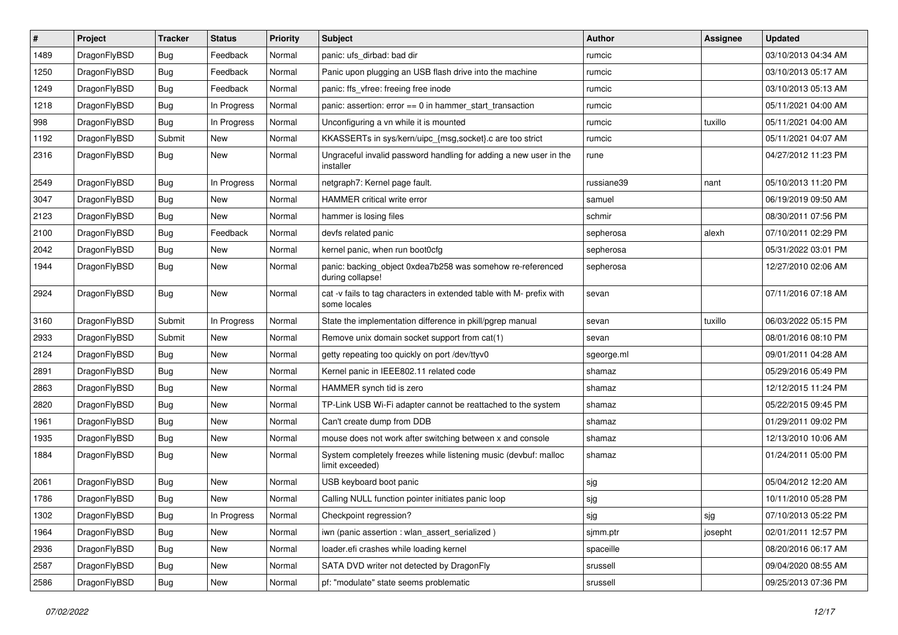| # | Project | Tracker | Status | Priority | Subject | Author | Assignee | Updated |
|---|---|---|---|---|---|---|---|---|
| 1489 | DragonFlyBSD | Bug | Feedback | Normal | panic: ufs_dirbad: bad dir | rumcic | | 03/10/2013 04:34 AM |
| 1250 | DragonFlyBSD | Bug | Feedback | Normal | Panic upon plugging an USB flash drive into the machine | rumcic | | 03/10/2013 05:17 AM |
| 1249 | DragonFlyBSD | Bug | Feedback | Normal | panic: ffs_vfree: freeing free inode | rumcic | | 03/10/2013 05:13 AM |
| 1218 | DragonFlyBSD | Bug | In Progress | Normal | panic: assertion: error == 0 in hammer_start_transaction | rumcic | | 05/11/2021 04:00 AM |
| 998 | DragonFlyBSD | Bug | In Progress | Normal | Unconfiguring a vn while it is mounted | rumcic | tuxillo | 05/11/2021 04:00 AM |
| 1192 | DragonFlyBSD | Submit | New | Normal | KKASSERTs in sys/kern/uipc_{msg,socket}.c are too strict | rumcic | | 05/11/2021 04:07 AM |
| 2316 | DragonFlyBSD | Bug | New | Normal | Ungraceful invalid password handling for adding a new user in the installer | rune | | 04/27/2012 11:23 PM |
| 2549 | DragonFlyBSD | Bug | In Progress | Normal | netgraph7: Kernel page fault. | russiane39 | nant | 05/10/2013 11:20 PM |
| 3047 | DragonFlyBSD | Bug | New | Normal | HAMMER critical write error | samuel | | 06/19/2019 09:50 AM |
| 2123 | DragonFlyBSD | Bug | New | Normal | hammer is losing files | schmir | | 08/30/2011 07:56 PM |
| 2100 | DragonFlyBSD | Bug | Feedback | Normal | devfs related panic | sepherosa | alexh | 07/10/2011 02:29 PM |
| 2042 | DragonFlyBSD | Bug | New | Normal | kernel panic, when run boot0cfg | sepherosa | | 05/31/2022 03:01 PM |
| 1944 | DragonFlyBSD | Bug | New | Normal | panic: backing_object 0xdea7b258 was somehow re-referenced during collapse! | sepherosa | | 12/27/2010 02:06 AM |
| 2924 | DragonFlyBSD | Bug | New | Normal | cat -v fails to tag characters in extended table with M- prefix with some locales | sevan | | 07/11/2016 07:18 AM |
| 3160 | DragonFlyBSD | Submit | In Progress | Normal | State the implementation difference in pkill/pgrep manual | sevan | tuxillo | 06/03/2022 05:15 PM |
| 2933 | DragonFlyBSD | Submit | New | Normal | Remove unix domain socket support from cat(1) | sevan | | 08/01/2016 08:10 PM |
| 2124 | DragonFlyBSD | Bug | New | Normal | getty repeating too quickly on port /dev/ttyv0 | sgeorge.ml | | 09/01/2011 04:28 AM |
| 2891 | DragonFlyBSD | Bug | New | Normal | Kernel panic in IEEE802.11 related code | shamaz | | 05/29/2016 05:49 PM |
| 2863 | DragonFlyBSD | Bug | New | Normal | HAMMER synch tid is zero | shamaz | | 12/12/2015 11:24 PM |
| 2820 | DragonFlyBSD | Bug | New | Normal | TP-Link USB Wi-Fi adapter cannot be reattached to the system | shamaz | | 05/22/2015 09:45 PM |
| 1961 | DragonFlyBSD | Bug | New | Normal | Can't create dump from DDB | shamaz | | 01/29/2011 09:02 PM |
| 1935 | DragonFlyBSD | Bug | New | Normal | mouse does not work after switching between x and console | shamaz | | 12/13/2010 10:06 AM |
| 1884 | DragonFlyBSD | Bug | New | Normal | System completely freezes while listening music (devbuf: malloc limit exceeded) | shamaz | | 01/24/2011 05:00 PM |
| 2061 | DragonFlyBSD | Bug | New | Normal | USB keyboard boot panic | sjg | | 05/04/2012 12:20 AM |
| 1786 | DragonFlyBSD | Bug | New | Normal | Calling NULL function pointer initiates panic loop | sjg | | 10/11/2010 05:28 PM |
| 1302 | DragonFlyBSD | Bug | In Progress | Normal | Checkpoint regression? | sjg | sjg | 07/10/2013 05:22 PM |
| 1964 | DragonFlyBSD | Bug | New | Normal | iwn (panic assertion : wlan_assert_serialized ) | sjmm.ptr | josepht | 02/01/2011 12:57 PM |
| 2936 | DragonFlyBSD | Bug | New | Normal | loader.efi crashes while loading kernel | spaceille | | 08/20/2016 06:17 AM |
| 2587 | DragonFlyBSD | Bug | New | Normal | SATA DVD writer not detected by DragonFly | srussell | | 09/04/2020 08:55 AM |
| 2586 | DragonFlyBSD | Bug | New | Normal | pf: "modulate" state seems problematic | srussell | | 09/25/2013 07:36 PM |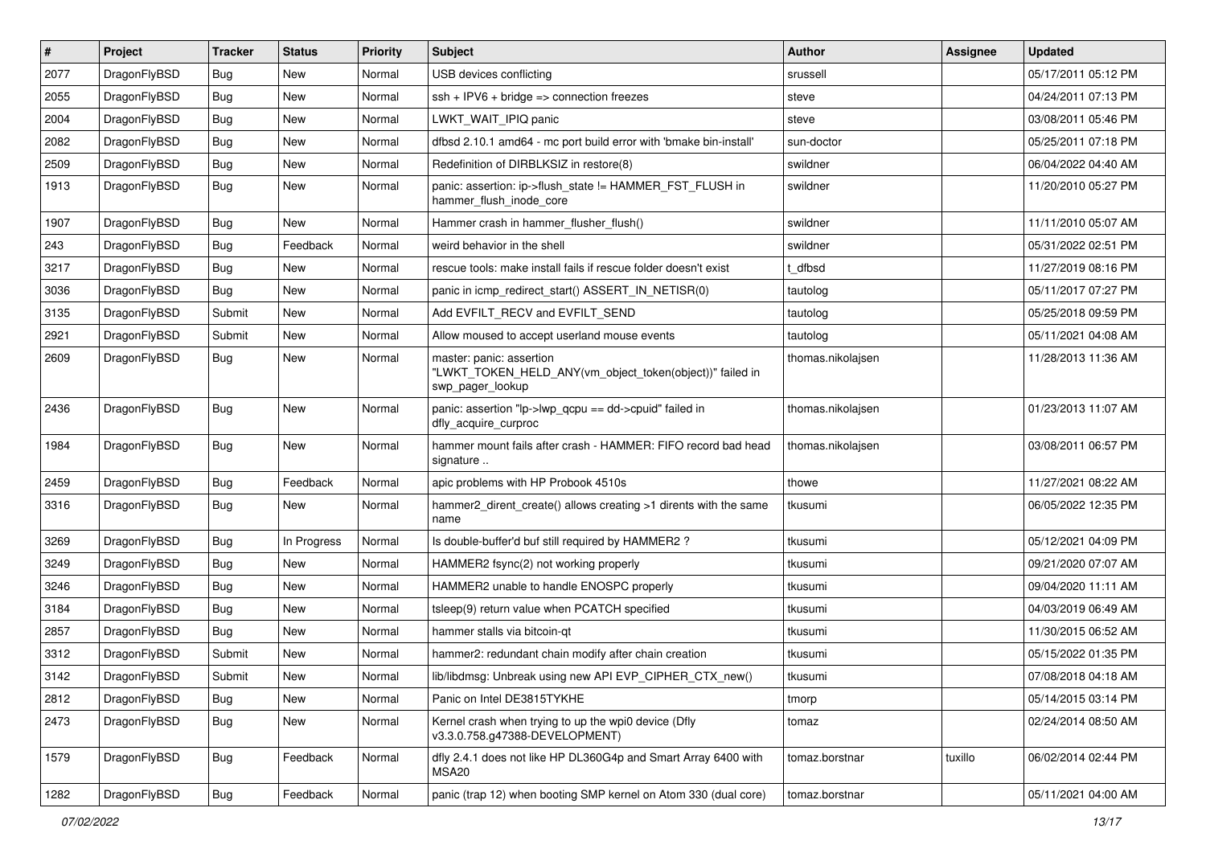| # | Project | Tracker | Status | Priority | Subject | Author | Assignee | Updated |
|---|---|---|---|---|---|---|---|---|
| 2077 | DragonFlyBSD | Bug | New | Normal | USB devices conflicting | srussell | | 05/17/2011 05:12 PM |
| 2055 | DragonFlyBSD | Bug | New | Normal | ssh + IPV6 + bridge => connection freezes | steve | | 04/24/2011 07:13 PM |
| 2004 | DragonFlyBSD | Bug | New | Normal | LWKT_WAIT_IPIQ panic | steve | | 03/08/2011 05:46 PM |
| 2082 | DragonFlyBSD | Bug | New | Normal | dfbsd 2.10.1 amd64 - mc port build error with 'bmake bin-install' | sun-doctor | | 05/25/2011 07:18 PM |
| 2509 | DragonFlyBSD | Bug | New | Normal | Redefinition of DIRBLKSIZ in restore(8) | swildner | | 06/04/2022 04:40 AM |
| 1913 | DragonFlyBSD | Bug | New | Normal | panic: assertion: ip->flush_state != HAMMER_FST_FLUSH in hammer_flush_inode_core | swildner | | 11/20/2010 05:27 PM |
| 1907 | DragonFlyBSD | Bug | New | Normal | Hammer crash in hammer_flusher_flush() | swildner | | 11/11/2010 05:07 AM |
| 243 | DragonFlyBSD | Bug | Feedback | Normal | weird behavior in the shell | swildner | | 05/31/2022 02:51 PM |
| 3217 | DragonFlyBSD | Bug | New | Normal | rescue tools: make install fails if rescue folder doesn't exist | t_dfbsd | | 11/27/2019 08:16 PM |
| 3036 | DragonFlyBSD | Bug | New | Normal | panic in icmp_redirect_start() ASSERT_IN_NETISR(0) | tautolog | | 05/11/2017 07:27 PM |
| 3135 | DragonFlyBSD | Submit | New | Normal | Add EVFILT_RECV and EVFILT_SEND | tautolog | | 05/25/2018 09:59 PM |
| 2921 | DragonFlyBSD | Submit | New | Normal | Allow moused to accept userland mouse events | tautolog | | 05/11/2021 04:08 AM |
| 2609 | DragonFlyBSD | Bug | New | Normal | master: panic: assertion "LWKT_TOKEN_HELD_ANY(vm_object_token(object))" failed in swp_pager_lookup | thomas.nikolajsen | | 11/28/2013 11:36 AM |
| 2436 | DragonFlyBSD | Bug | New | Normal | panic: assertion "lp->lwp_qcpu == dd->cpuid" failed in dfly_acquire_curproc | thomas.nikolajsen | | 01/23/2013 11:07 AM |
| 1984 | DragonFlyBSD | Bug | New | Normal | hammer mount fails after crash - HAMMER: FIFO record bad head signature .. | thomas.nikolajsen | | 03/08/2011 06:57 PM |
| 2459 | DragonFlyBSD | Bug | Feedback | Normal | apic problems with HP Probook 4510s | thowe | | 11/27/2021 08:22 AM |
| 3316 | DragonFlyBSD | Bug | New | Normal | hammer2_dirent_create() allows creating >1 dirents with the same name | tkusumi | | 06/05/2022 12:35 PM |
| 3269 | DragonFlyBSD | Bug | In Progress | Normal | Is double-buffer'd buf still required by HAMMER2 ? | tkusumi | | 05/12/2021 04:09 PM |
| 3249 | DragonFlyBSD | Bug | New | Normal | HAMMER2 fsync(2) not working properly | tkusumi | | 09/21/2020 07:07 AM |
| 3246 | DragonFlyBSD | Bug | New | Normal | HAMMER2 unable to handle ENOSPC properly | tkusumi | | 09/04/2020 11:11 AM |
| 3184 | DragonFlyBSD | Bug | New | Normal | tsleep(9) return value when PCATCH specified | tkusumi | | 04/03/2019 06:49 AM |
| 2857 | DragonFlyBSD | Bug | New | Normal | hammer stalls via bitcoin-qt | tkusumi | | 11/30/2015 06:52 AM |
| 3312 | DragonFlyBSD | Submit | New | Normal | hammer2: redundant chain modify after chain creation | tkusumi | | 05/15/2022 01:35 PM |
| 3142 | DragonFlyBSD | Submit | New | Normal | lib/libdmsg: Unbreak using new API EVP_CIPHER_CTX_new() | tkusumi | | 07/08/2018 04:18 AM |
| 2812 | DragonFlyBSD | Bug | New | Normal | Panic on Intel DE3815TYKHE | tmorp | | 05/14/2015 03:14 PM |
| 2473 | DragonFlyBSD | Bug | New | Normal | Kernel crash when trying to up the wpi0 device (Dfly v3.3.0.758.g47388-DEVELOPMENT) | tomaz | | 02/24/2014 08:50 AM |
| 1579 | DragonFlyBSD | Bug | Feedback | Normal | dfly 2.4.1 does not like HP DL360G4p and Smart Array 6400 with MSA20 | tomaz.borstnar | tuxillo | 06/02/2014 02:44 PM |
| 1282 | DragonFlyBSD | Bug | Feedback | Normal | panic (trap 12) when booting SMP kernel on Atom 330 (dual core) | tomaz.borstnar | | 05/11/2021 04:00 AM |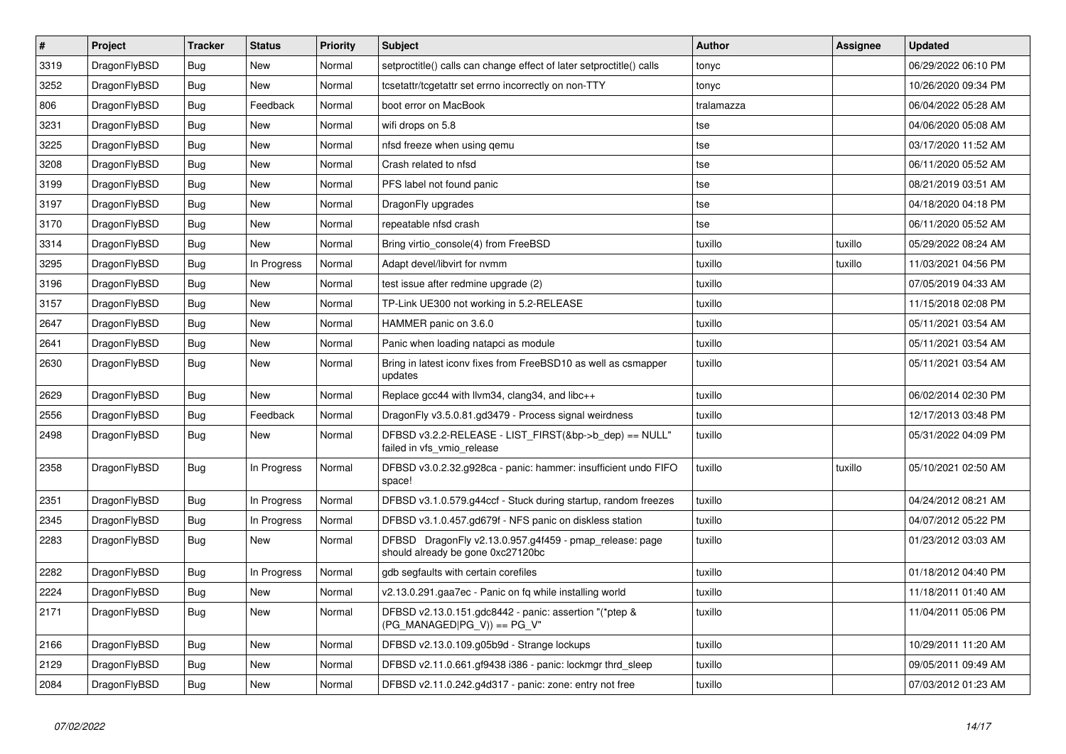| # | Project | Tracker | Status | Priority | Subject | Author | Assignee | Updated |
|---|---|---|---|---|---|---|---|---|
| 3319 | DragonFlyBSD | Bug | New | Normal | setproctitle() calls can change effect of later setproctitle() calls | tonyc | | 06/29/2022 06:10 PM |
| 3252 | DragonFlyBSD | Bug | New | Normal | tcsetattr/tcgetattr set errno incorrectly on non-TTY | tonyc | | 10/26/2020 09:34 PM |
| 806 | DragonFlyBSD | Bug | Feedback | Normal | boot error on MacBook | tralamazza | | 06/04/2022 05:28 AM |
| 3231 | DragonFlyBSD | Bug | New | Normal | wifi drops on 5.8 | tse | | 04/06/2020 05:08 AM |
| 3225 | DragonFlyBSD | Bug | New | Normal | nfsd freeze when using qemu | tse | | 03/17/2020 11:52 AM |
| 3208 | DragonFlyBSD | Bug | New | Normal | Crash related to nfsd | tse | | 06/11/2020 05:52 AM |
| 3199 | DragonFlyBSD | Bug | New | Normal | PFS label not found panic | tse | | 08/21/2019 03:51 AM |
| 3197 | DragonFlyBSD | Bug | New | Normal | DragonFly upgrades | tse | | 04/18/2020 04:18 PM |
| 3170 | DragonFlyBSD | Bug | New | Normal | repeatable nfsd crash | tse | | 06/11/2020 05:52 AM |
| 3314 | DragonFlyBSD | Bug | New | Normal | Bring virtio_console(4) from FreeBSD | tuxillo | tuxillo | 05/29/2022 08:24 AM |
| 3295 | DragonFlyBSD | Bug | In Progress | Normal | Adapt devel/libvirt for nvmm | tuxillo | tuxillo | 11/03/2021 04:56 PM |
| 3196 | DragonFlyBSD | Bug | New | Normal | test issue after redmine upgrade (2) | tuxillo | | 07/05/2019 04:33 AM |
| 3157 | DragonFlyBSD | Bug | New | Normal | TP-Link UE300 not working in 5.2-RELEASE | tuxillo | | 11/15/2018 02:08 PM |
| 2647 | DragonFlyBSD | Bug | New | Normal | HAMMER panic on 3.6.0 | tuxillo | | 05/11/2021 03:54 AM |
| 2641 | DragonFlyBSD | Bug | New | Normal | Panic when loading natapci as module | tuxillo | | 05/11/2021 03:54 AM |
| 2630 | DragonFlyBSD | Bug | New | Normal | Bring in latest iconv fixes from FreeBSD10 as well as csmapper updates | tuxillo | | 05/11/2021 03:54 AM |
| 2629 | DragonFlyBSD | Bug | New | Normal | Replace gcc44 with llvm34, clang34, and libc++ | tuxillo | | 06/02/2014 02:30 PM |
| 2556 | DragonFlyBSD | Bug | Feedback | Normal | DragonFly v3.5.0.81.gd3479 - Process signal weirdness | tuxillo | | 12/17/2013 03:48 PM |
| 2498 | DragonFlyBSD | Bug | New | Normal | DFBSD v3.2.2-RELEASE - LIST_FIRST(&bp->b_dep) == NULL" failed in vfs_vmio_release | tuxillo | | 05/31/2022 04:09 PM |
| 2358 | DragonFlyBSD | Bug | In Progress | Normal | DFBSD v3.0.2.32.g928ca - panic: hammer: insufficient undo FIFO space! | tuxillo | tuxillo | 05/10/2021 02:50 AM |
| 2351 | DragonFlyBSD | Bug | In Progress | Normal | DFBSD v3.1.0.579.g44ccf - Stuck during startup, random freezes | tuxillo | | 04/24/2012 08:21 AM |
| 2345 | DragonFlyBSD | Bug | In Progress | Normal | DFBSD v3.1.0.457.gd679f - NFS panic on diskless station | tuxillo | | 04/07/2012 05:22 PM |
| 2283 | DragonFlyBSD | Bug | New | Normal | DFBSD DragonFly v2.13.0.957.g4f459 - pmap_release: page should already be gone 0xc27120bc | tuxillo | | 01/23/2012 03:03 AM |
| 2282 | DragonFlyBSD | Bug | In Progress | Normal | gdb segfaults with certain corefiles | tuxillo | | 01/18/2012 04:40 PM |
| 2224 | DragonFlyBSD | Bug | New | Normal | v2.13.0.291.gaa7ec - Panic on fq while installing world | tuxillo | | 11/18/2011 01:40 AM |
| 2171 | DragonFlyBSD | Bug | New | Normal | DFBSD v2.13.0.151.gdc8442 - panic: assertion "(*ptep & (PG_MANAGED\|PG_V)) == PG_V" | tuxillo | | 11/04/2011 05:06 PM |
| 2166 | DragonFlyBSD | Bug | New | Normal | DFBSD v2.13.0.109.g05b9d - Strange lockups | tuxillo | | 10/29/2011 11:20 AM |
| 2129 | DragonFlyBSD | Bug | New | Normal | DFBSD v2.11.0.661.gf9438 i386 - panic: lockmgr thrd_sleep | tuxillo | | 09/05/2011 09:49 AM |
| 2084 | DragonFlyBSD | Bug | New | Normal | DFBSD v2.11.0.242.g4d317 - panic: zone: entry not free | tuxillo | | 07/03/2012 01:23 AM |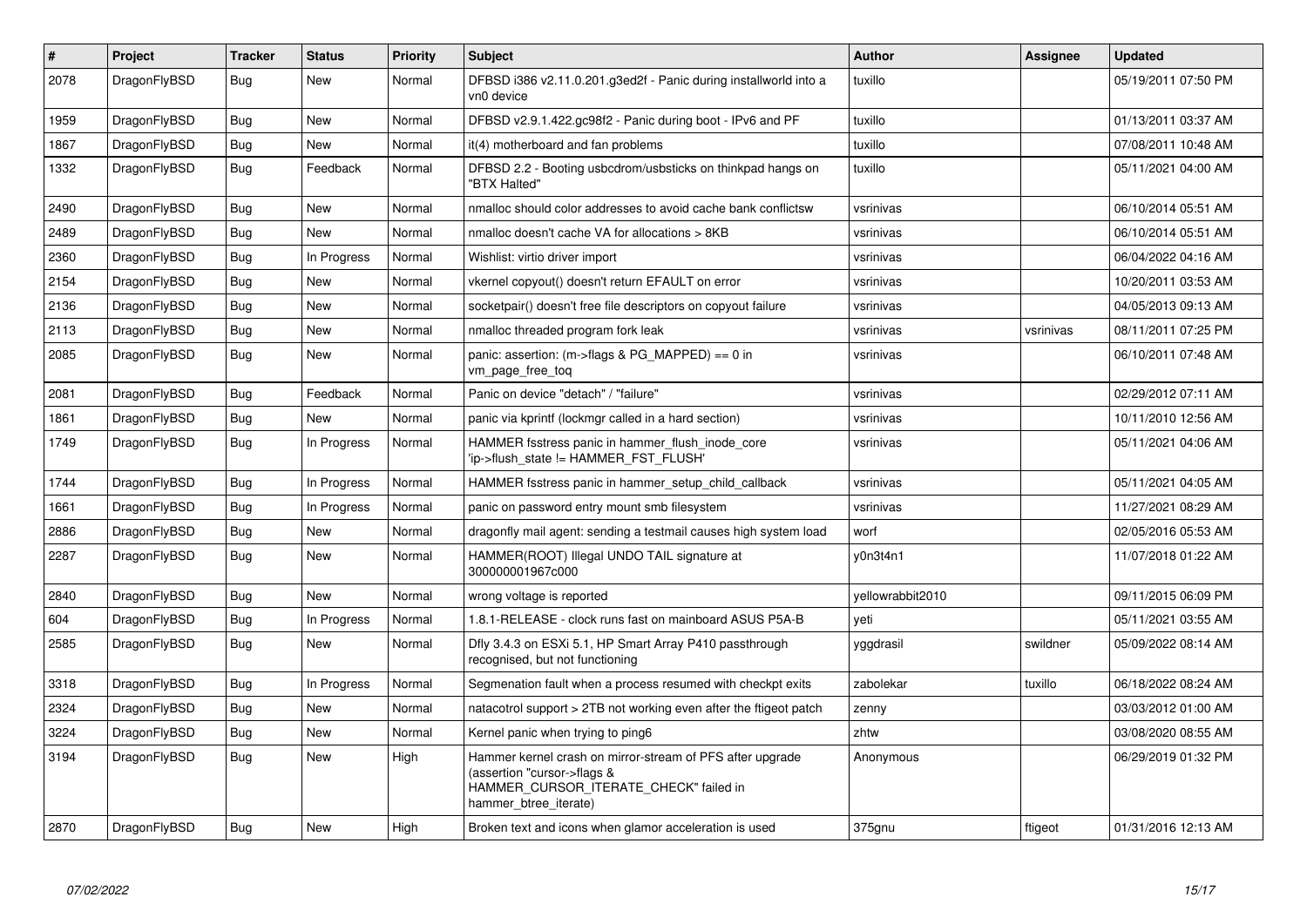| # | Project | Tracker | Status | Priority | Subject | Author | Assignee | Updated |
|---|---|---|---|---|---|---|---|---|
| 2078 | DragonFlyBSD | Bug | New | Normal | DFBSD i386 v2.11.0.201.g3ed2f - Panic during installworld into a vn0 device | tuxillo | | 05/19/2011 07:50 PM |
| 1959 | DragonFlyBSD | Bug | New | Normal | DFBSD v2.9.1.422.gc98f2 - Panic during boot - IPv6 and PF | tuxillo | | 01/13/2011 03:37 AM |
| 1867 | DragonFlyBSD | Bug | New | Normal | it(4) motherboard and fan problems | tuxillo | | 07/08/2011 10:48 AM |
| 1332 | DragonFlyBSD | Bug | Feedback | Normal | DFBSD 2.2 - Booting usbcdrom/usbsticks on thinkpad hangs on "BTX Halted" | tuxillo | | 05/11/2021 04:00 AM |
| 2490 | DragonFlyBSD | Bug | New | Normal | nmalloc should color addresses to avoid cache bank conflictsw | vsrinivas | | 06/10/2014 05:51 AM |
| 2489 | DragonFlyBSD | Bug | New | Normal | nmalloc doesn't cache VA for allocations > 8KB | vsrinivas | | 06/10/2014 05:51 AM |
| 2360 | DragonFlyBSD | Bug | In Progress | Normal | Wishlist: virtio driver import | vsrinivas | | 06/04/2022 04:16 AM |
| 2154 | DragonFlyBSD | Bug | New | Normal | vkernel copyout() doesn't return EFAULT on error | vsrinivas | | 10/20/2011 03:53 AM |
| 2136 | DragonFlyBSD | Bug | New | Normal | socketpair() doesn't free file descriptors on copyout failure | vsrinivas | | 04/05/2013 09:13 AM |
| 2113 | DragonFlyBSD | Bug | New | Normal | nmalloc threaded program fork leak | vsrinivas | vsrinivas | 08/11/2011 07:25 PM |
| 2085 | DragonFlyBSD | Bug | New | Normal | panic: assertion: (m->flags & PG_MAPPED) == 0 in vm_page_free_toq | vsrinivas | | 06/10/2011 07:48 AM |
| 2081 | DragonFlyBSD | Bug | Feedback | Normal | Panic on device "detach" / "failure" | vsrinivas | | 02/29/2012 07:11 AM |
| 1861 | DragonFlyBSD | Bug | New | Normal | panic via kprintf (lockmgr called in a hard section) | vsrinivas | | 10/11/2010 12:56 AM |
| 1749 | DragonFlyBSD | Bug | In Progress | Normal | HAMMER fsstress panic in hammer_flush_inode_core 'ip->flush_state != HAMMER_FST_FLUSH' | vsrinivas | | 05/11/2021 04:06 AM |
| 1744 | DragonFlyBSD | Bug | In Progress | Normal | HAMMER fsstress panic in hammer_setup_child_callback | vsrinivas | | 05/11/2021 04:05 AM |
| 1661 | DragonFlyBSD | Bug | In Progress | Normal | panic on password entry mount smb filesystem | vsrinivas | | 11/27/2021 08:29 AM |
| 2886 | DragonFlyBSD | Bug | New | Normal | dragonfly mail agent: sending a testmail causes high system load | worf | | 02/05/2016 05:53 AM |
| 2287 | DragonFlyBSD | Bug | New | Normal | HAMMER(ROOT) Illegal UNDO TAIL signature at 300000001967c000 | y0n3t4n1 | | 11/07/2018 01:22 AM |
| 2840 | DragonFlyBSD | Bug | New | Normal | wrong voltage is reported | yellowrabbit2010 | | 09/11/2015 06:09 PM |
| 604 | DragonFlyBSD | Bug | In Progress | Normal | 1.8.1-RELEASE - clock runs fast on mainboard ASUS P5A-B | yeti | | 05/11/2021 03:55 AM |
| 2585 | DragonFlyBSD | Bug | New | Normal | Dfly 3.4.3 on ESXi 5.1, HP Smart Array P410 passthrough recognised, but not functioning | yggdrasil | swildner | 05/09/2022 08:14 AM |
| 3318 | DragonFlyBSD | Bug | In Progress | Normal | Segmenation fault when a process resumed with checkpt exits | zabolekar | tuxillo | 06/18/2022 08:24 AM |
| 2324 | DragonFlyBSD | Bug | New | Normal | natacotrol support > 2TB not working even after the ftigeot patch | zenny | | 03/03/2012 01:00 AM |
| 3224 | DragonFlyBSD | Bug | New | Normal | Kernel panic when trying to ping6 | zhtw | | 03/08/2020 08:55 AM |
| 3194 | DragonFlyBSD | Bug | New | High | Hammer kernel crash on mirror-stream of PFS after upgrade (assertion "cursor->flags & HAMMER_CURSOR_ITERATE_CHECK" failed in hammer_btree_iterate) | Anonymous | | 06/29/2019 01:32 PM |
| 2870 | DragonFlyBSD | Bug | New | High | Broken text and icons when glamor acceleration is used | 375gnu | ftigeot | 01/31/2016 12:13 AM |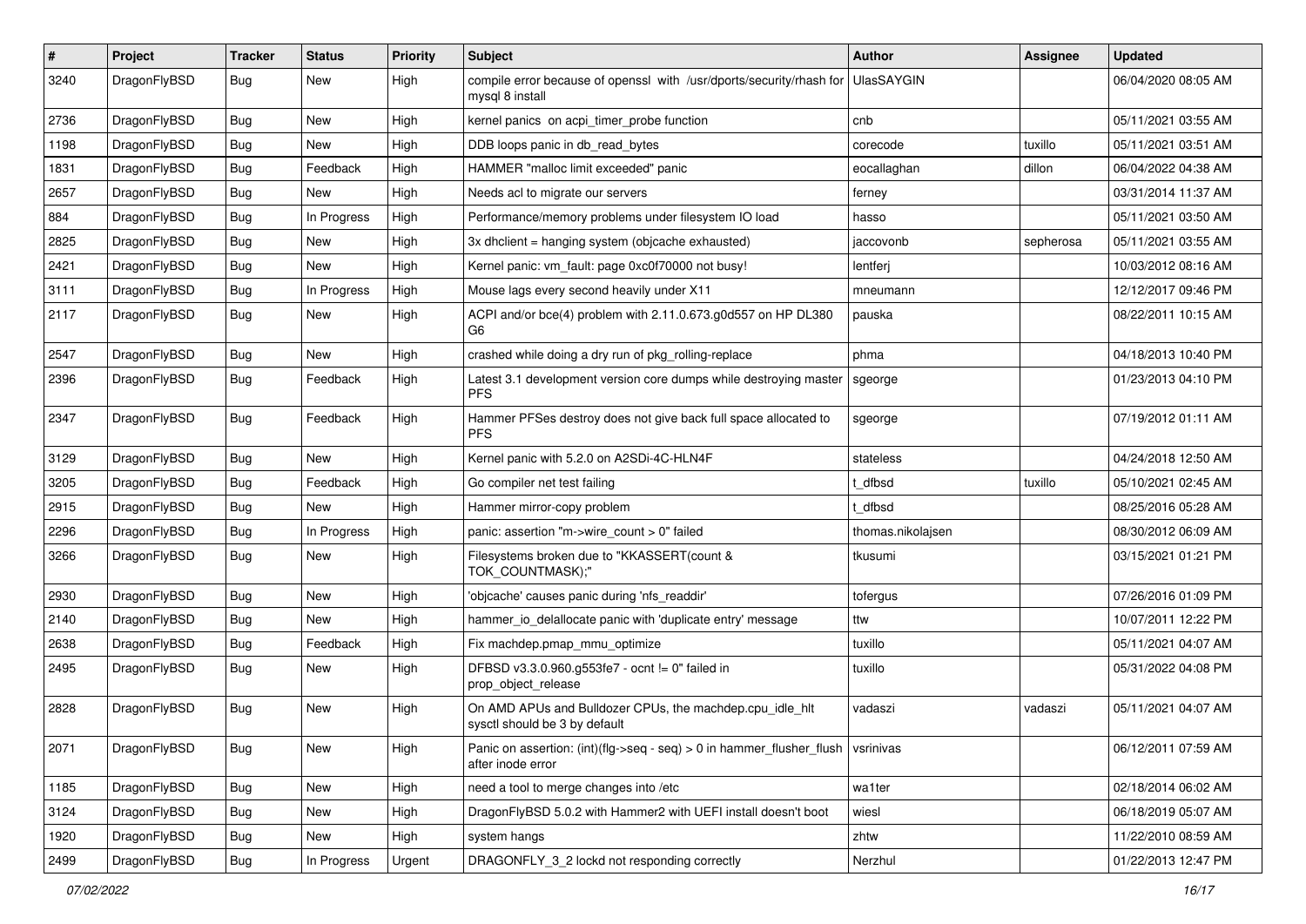| # | Project | Tracker | Status | Priority | Subject | Author | Assignee | Updated |
| --- | --- | --- | --- | --- | --- | --- | --- | --- |
| 3240 | DragonFlyBSD | Bug | New | High | compile error because of openssl with /usr/dports/security/rhash for mysql 8 install | UlasSAYGIN | | 06/04/2020 08:05 AM |
| 2736 | DragonFlyBSD | Bug | New | High | kernel panics on acpi_timer_probe function | cnb | | 05/11/2021 03:55 AM |
| 1198 | DragonFlyBSD | Bug | New | High | DDB loops panic in db_read_bytes | corecode | tuxillo | 05/11/2021 03:51 AM |
| 1831 | DragonFlyBSD | Bug | Feedback | High | HAMMER "malloc limit exceeded" panic | eocallaghan | dillon | 06/04/2022 04:38 AM |
| 2657 | DragonFlyBSD | Bug | New | High | Needs acl to migrate our servers | ferney | | 03/31/2014 11:37 AM |
| 884 | DragonFlyBSD | Bug | In Progress | High | Performance/memory problems under filesystem IO load | hasso | | 05/11/2021 03:50 AM |
| 2825 | DragonFlyBSD | Bug | New | High | 3x dhclient = hanging system (objcache exhausted) | jaccovonb | sepherosa | 05/11/2021 03:55 AM |
| 2421 | DragonFlyBSD | Bug | New | High | Kernel panic: vm_fault: page 0xc0f70000 not busy! | lentferj | | 10/03/2012 08:16 AM |
| 3111 | DragonFlyBSD | Bug | In Progress | High | Mouse lags every second heavily under X11 | mneumann | | 12/12/2017 09:46 PM |
| 2117 | DragonFlyBSD | Bug | New | High | ACPI and/or bce(4) problem with 2.11.0.673.g0d557 on HP DL380 G6 | pauska | | 08/22/2011 10:15 AM |
| 2547 | DragonFlyBSD | Bug | New | High | crashed while doing a dry run of pkg_rolling-replace | phma | | 04/18/2013 10:40 PM |
| 2396 | DragonFlyBSD | Bug | Feedback | High | Latest 3.1 development version core dumps while destroying master PFS | sgeorge | | 01/23/2013 04:10 PM |
| 2347 | DragonFlyBSD | Bug | Feedback | High | Hammer PFSes destroy does not give back full space allocated to PFS | sgeorge | | 07/19/2012 01:11 AM |
| 3129 | DragonFlyBSD | Bug | New | High | Kernel panic with 5.2.0 on A2SDi-4C-HLN4F | stateless | | 04/24/2018 12:50 AM |
| 3205 | DragonFlyBSD | Bug | Feedback | High | Go compiler net test failing | t_dfbsd | tuxillo | 05/10/2021 02:45 AM |
| 2915 | DragonFlyBSD | Bug | New | High | Hammer mirror-copy problem | t_dfbsd | | 08/25/2016 05:28 AM |
| 2296 | DragonFlyBSD | Bug | In Progress | High | panic: assertion "m->wire_count > 0" failed | thomas.nikolajsen | | 08/30/2012 06:09 AM |
| 3266 | DragonFlyBSD | Bug | New | High | Filesystems broken due to "KKASSERT(count & TOK_COUNTMASK);" | tkusumi | | 03/15/2021 01:21 PM |
| 2930 | DragonFlyBSD | Bug | New | High | 'objcache' causes panic during 'nfs_readdir' | tofergus | | 07/26/2016 01:09 PM |
| 2140 | DragonFlyBSD | Bug | New | High | hammer_io_delallocate panic with 'duplicate entry' message | ttw | | 10/07/2011 12:22 PM |
| 2638 | DragonFlyBSD | Bug | Feedback | High | Fix machdep.pmap_mmu_optimize | tuxillo | | 05/11/2021 04:07 AM |
| 2495 | DragonFlyBSD | Bug | New | High | DFBSD v3.3.0.960.g553fe7 - ocnt != 0" failed in prop_object_release | tuxillo | | 05/31/2022 04:08 PM |
| 2828 | DragonFlyBSD | Bug | New | High | On AMD APUs and Bulldozer CPUs, the machdep.cpu_idle_hlt sysctl should be 3 by default | vadaszi | vadaszi | 05/11/2021 04:07 AM |
| 2071 | DragonFlyBSD | Bug | New | High | Panic on assertion: (int)(flg->seq - seq) > 0 in hammer_flusher_flush after inode error | vsrinivas | | 06/12/2011 07:59 AM |
| 1185 | DragonFlyBSD | Bug | New | High | need a tool to merge changes into /etc | wa1ter | | 02/18/2014 06:02 AM |
| 3124 | DragonFlyBSD | Bug | New | High | DragonFlyBSD 5.0.2 with Hammer2 with UEFI install doesn't boot | wiesl | | 06/18/2019 05:07 AM |
| 1920 | DragonFlyBSD | Bug | New | High | system hangs | zhtw | | 11/22/2010 08:59 AM |
| 2499 | DragonFlyBSD | Bug | In Progress | Urgent | DRAGONFLY_3_2 lockd not responding correctly | Nerzhul | | 01/22/2013 12:47 PM |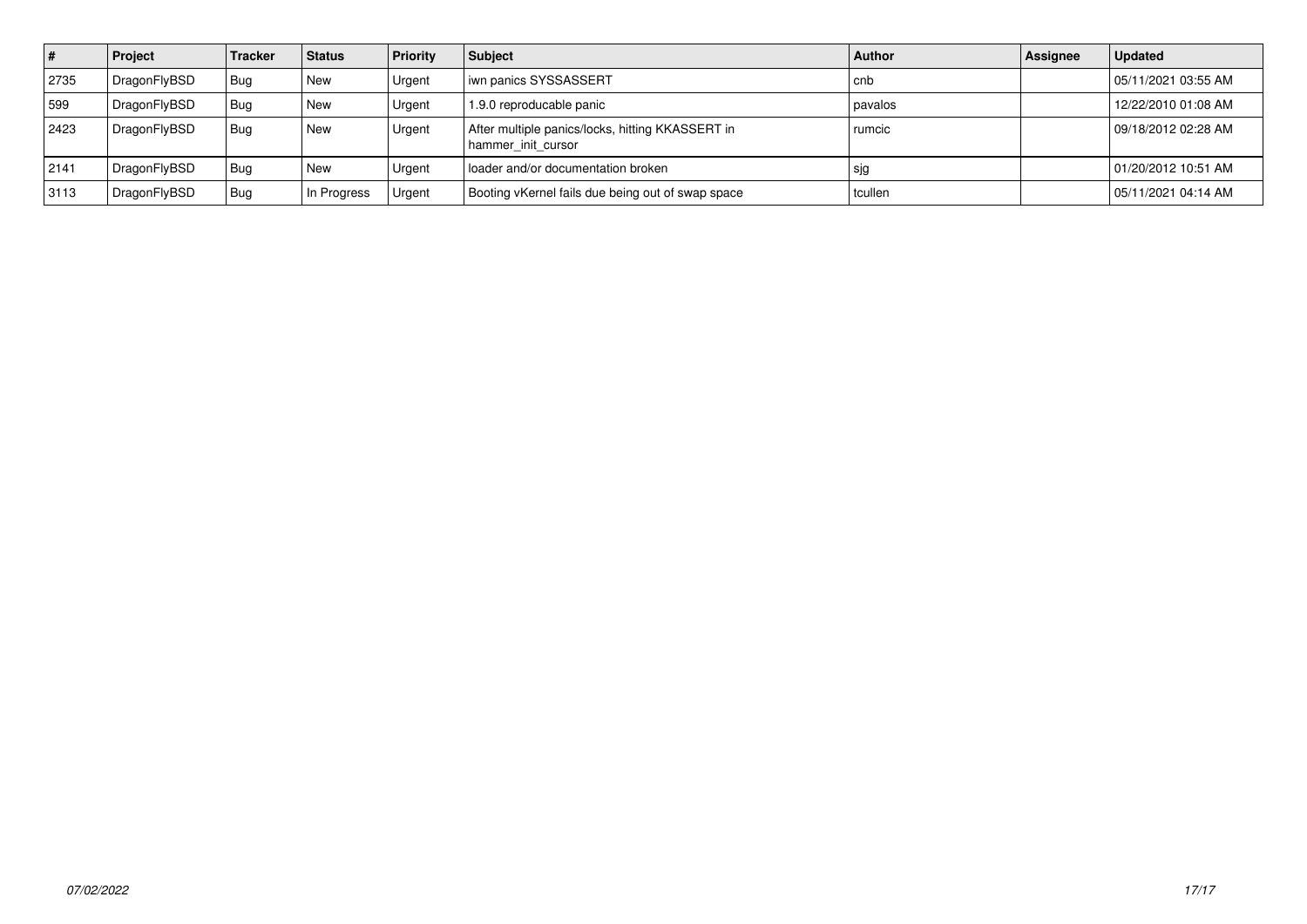| # | Project | Tracker | Status | Priority | Subject | Author | Assignee | Updated |
|---|---|---|---|---|---|---|---|---|
| 2735 | DragonFlyBSD | Bug | New | Urgent | iwn panics SYSSASSERT | cnb | | 05/11/2021 03:55 AM |
| 599 | DragonFlyBSD | Bug | New | Urgent | 1.9.0 reproducable panic | pavalos | | 12/22/2010 01:08 AM |
| 2423 | DragonFlyBSD | Bug | New | Urgent | After multiple panics/locks, hitting KKASSERT in hammer_init_cursor | rumcic | | 09/18/2012 02:28 AM |
| 2141 | DragonFlyBSD | Bug | New | Urgent | loader and/or documentation broken | sjg | | 01/20/2012 10:51 AM |
| 3113 | DragonFlyBSD | Bug | In Progress | Urgent | Booting vKernel fails due being out of swap space | tcullen | | 05/11/2021 04:14 AM |